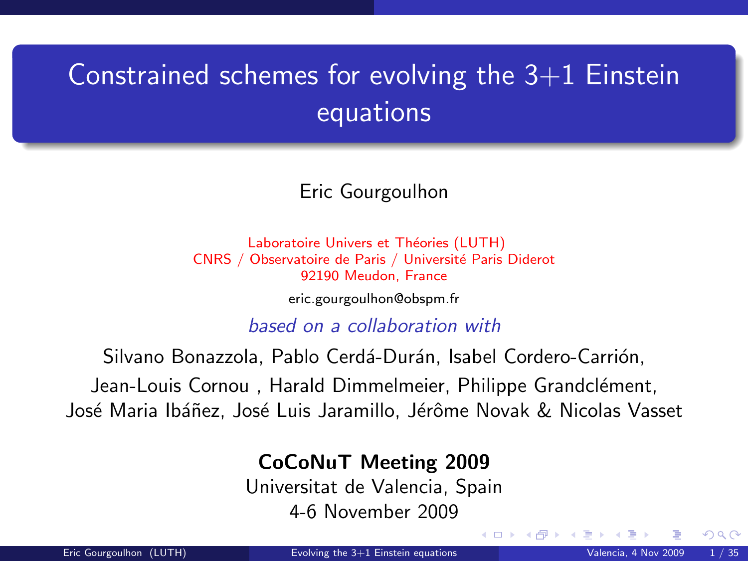# Constrained schemes for evolving the 3+1 Einstein equations

Eric Gourgoulhon

Laboratoire Univers et Théories (LUTH)
CNRS / Observatoire de Paris / Université Paris Diderot
92190 Meudon, France

eric.gourgoulhon@obspm.fr

*based on a collaboration with*

Silvano Bonazzola, Pablo Cerdá-Durán, Isabel Cordero-Carrión, Jean-Louis Cornou , Harald Dimmelmeier, Philippe Grandclément, José Maria Ibáñez, José Luis Jaramillo, Jérôme Novak & Nicolas Vasset

**CoCoNuT Meeting 2009**

Universitat de Valencia, Spain

4-6 November 2009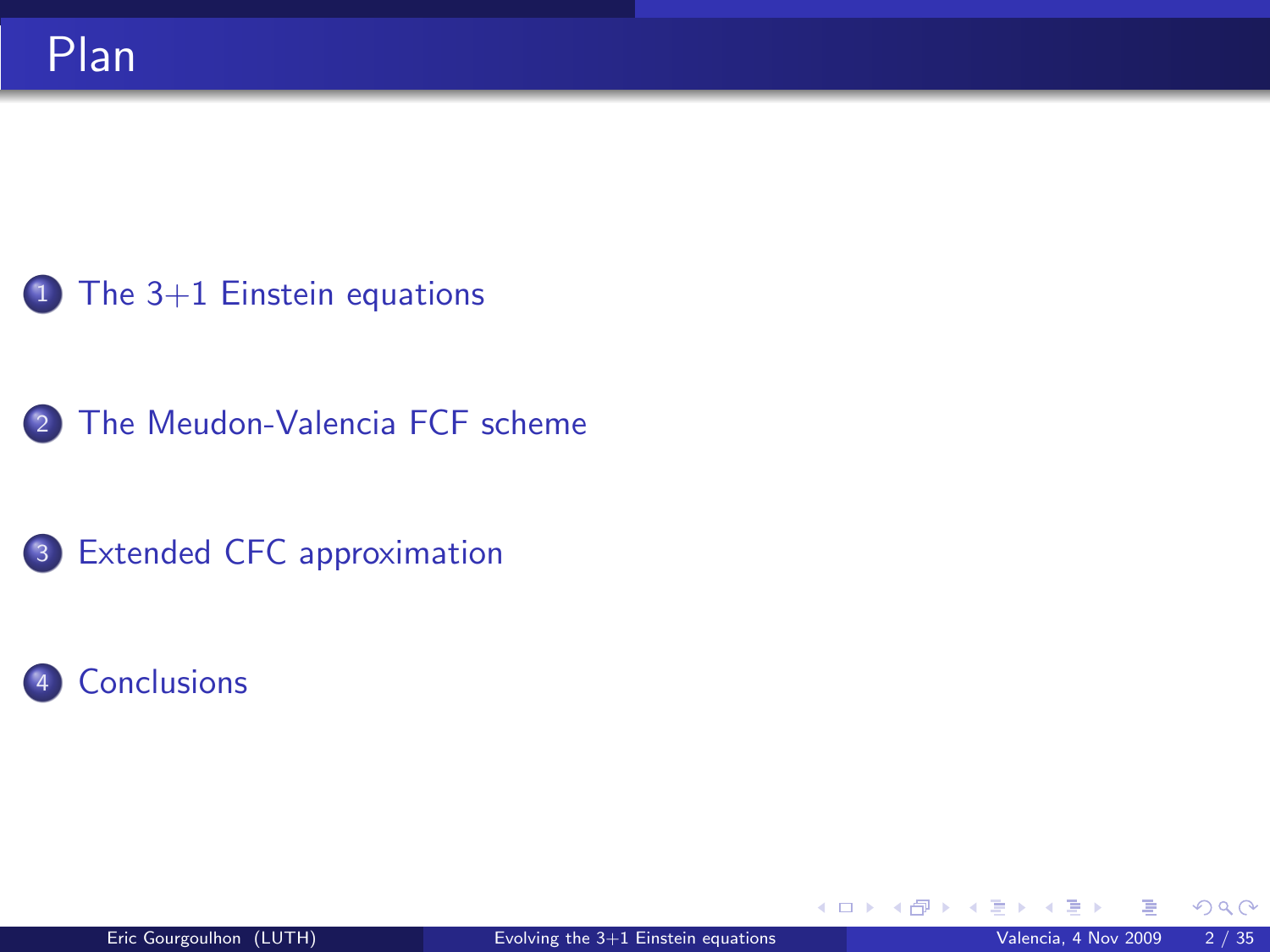# Plan

1. The 3+1 Einstein equations
2. The Meudon-Valencia FCF scheme
3. Extended CFC approximation
4. Conclusions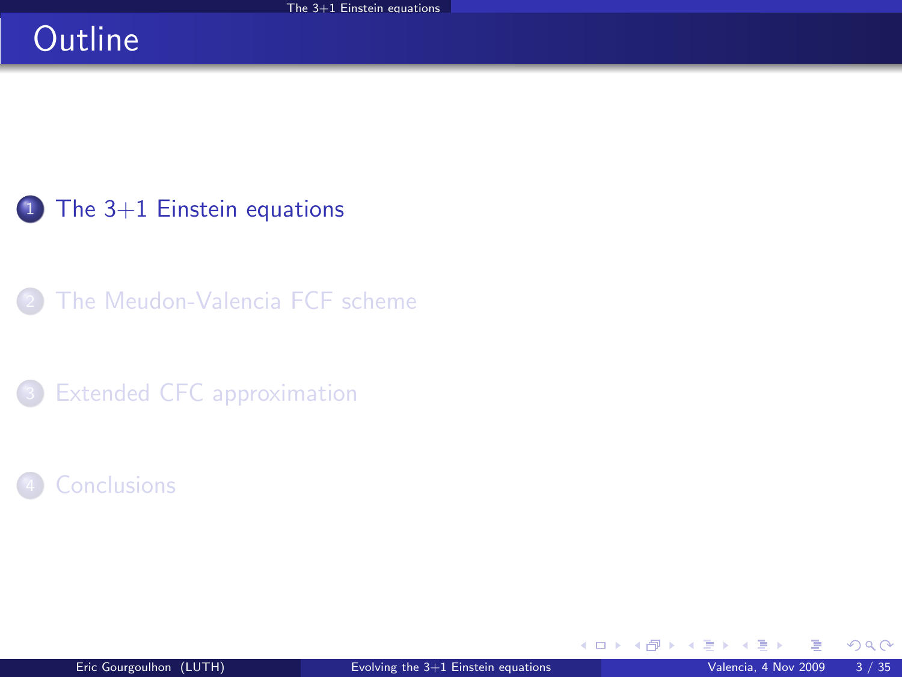# Outline

1. The 3+1 Einstein equations
2. The Meudon-Valencia FCF scheme
3. Extended CFC approximation
4. Conclusions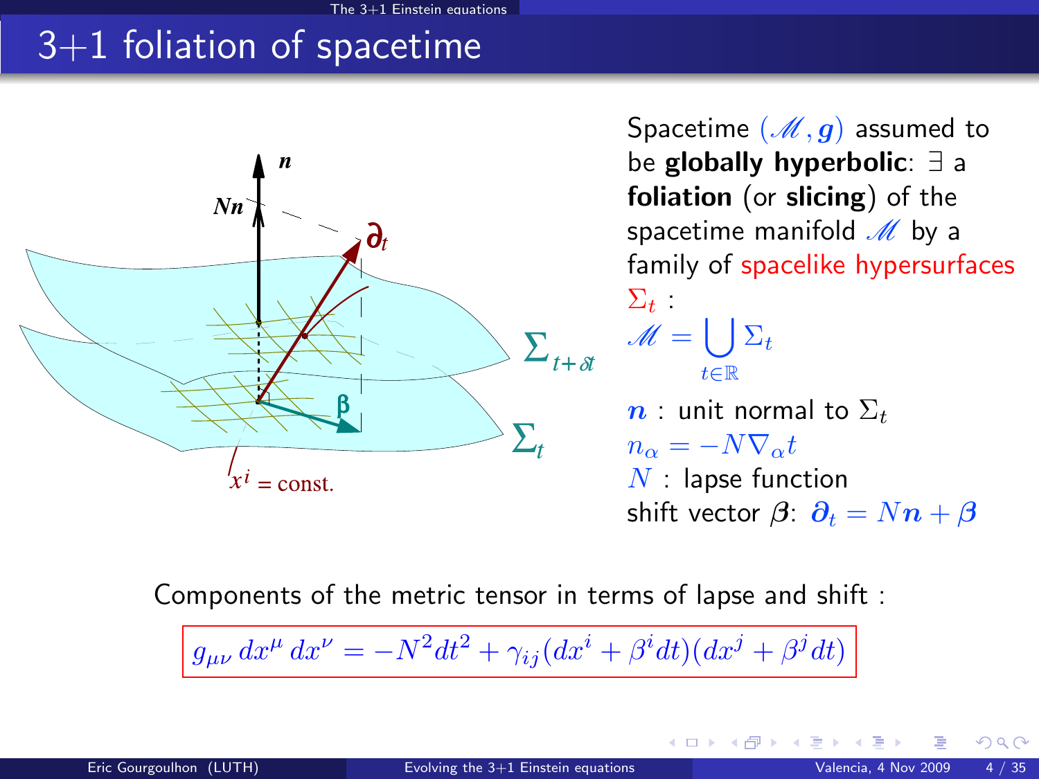# 3+1 foliation of spacetime

Spacetime $(\mathscr{M}, \boldsymbol{g})$ assumed to be **globally hyperbolic**: $\exists$ a **foliation** (or **slicing**) of the spacetime manifold $\mathscr{M}$ by a family of spacelike hypersurfaces $\Sigma_t$ :

$$\mathscr{M} = \bigcup_{t\in\mathbb{R}} \Sigma_t$$

$\boldsymbol{n}$ : unit normal to $\Sigma_t$

$n_\alpha = -N \nabla_\alpha t$

$N$ : lapse function

shift vector $\boldsymbol{\beta}$: $\boldsymbol{\partial}_t = N\boldsymbol{n} + \boldsymbol{\beta}$

Components of the metric tensor in terms of lapse and shift :

$$g_{\mu\nu}\, dx^\mu\, dx^\nu = -N^2 dt^2 + \gamma_{ij}(dx^i + \beta^i dt)(dx^j + \beta^j dt)$$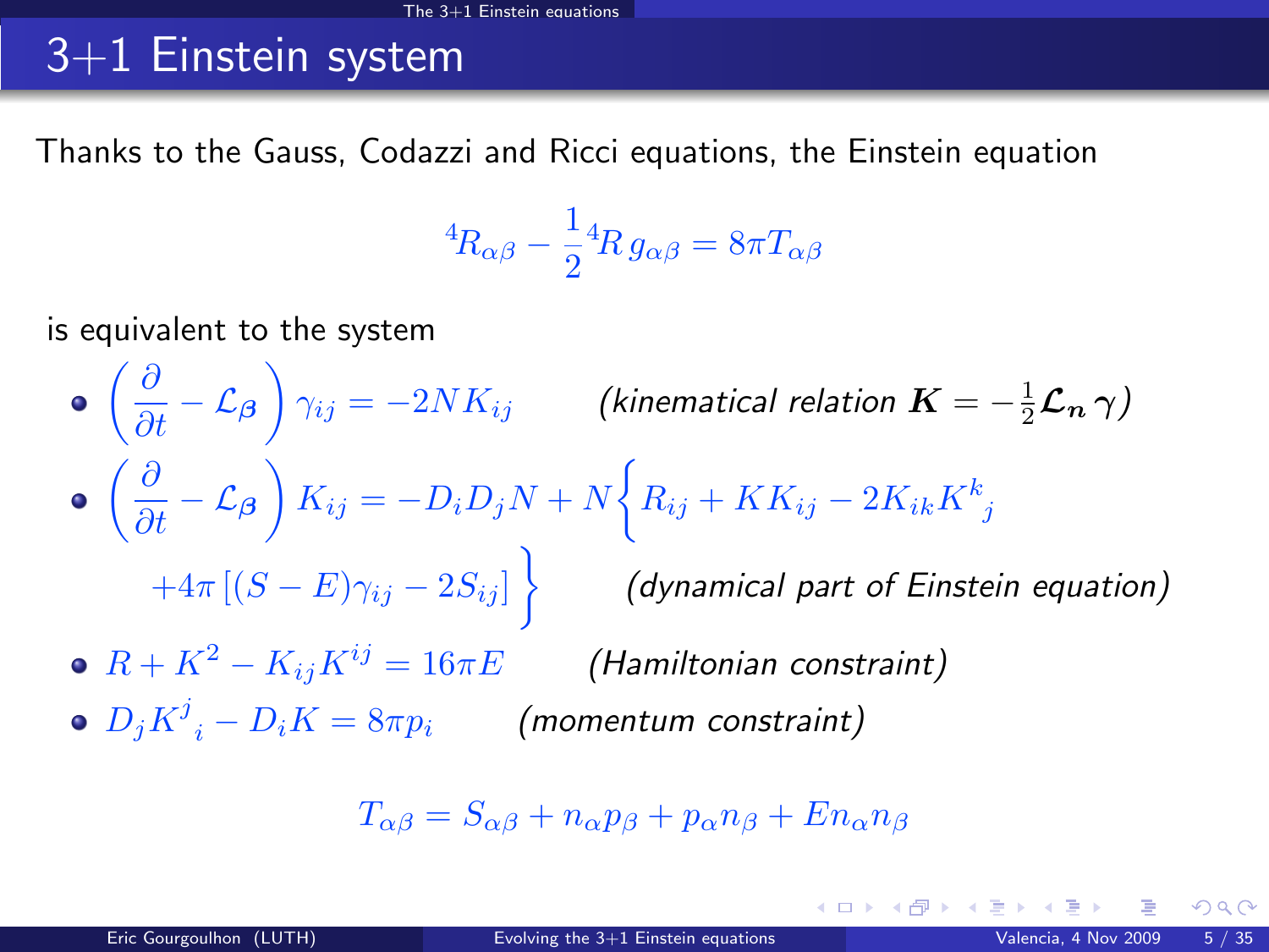# 3+1 Einstein system

Thanks to the Gauss, Codazzi and Ricci equations, the Einstein equation

$$ {}^4\!R_{\alpha\beta} - \frac{1}{2}\,{}^4\!R\, g_{\alpha\beta} = 8\pi T_{\alpha\beta} $$

is equivalent to the system

- $\left(\frac{\partial}{\partial t} - \mathcal{L}_{\boldsymbol{\beta}}\right)\gamma_{ij} = -2NK_{ij}$ *(kinematical relation $\boldsymbol{K} = -\frac{1}{2}\mathcal{L}_{\boldsymbol{n}}\,\gamma$)*
- $\left(\frac{\partial}{\partial t} - \mathcal{L}_{\boldsymbol{\beta}}\right)K_{ij} = -D_iD_jN + N\Big\{R_{ij} + KK_{ij} - 2K_{ik}K^k_{\ \ j} + 4\pi\left[(S-E)\gamma_{ij} - 2S_{ij}\right]\Big\}$ *(dynamical part of Einstein equation)*
- $R + K^2 - K_{ij}K^{ij} = 16\pi E$ *(Hamiltonian constraint)*
- $D_jK^j_{\ \ i} - D_iK = 8\pi p_i$ *(momentum constraint)*

$$ T_{\alpha\beta} = S_{\alpha\beta} + n_\alpha p_\beta + p_\alpha n_\beta + E n_\alpha n_\beta $$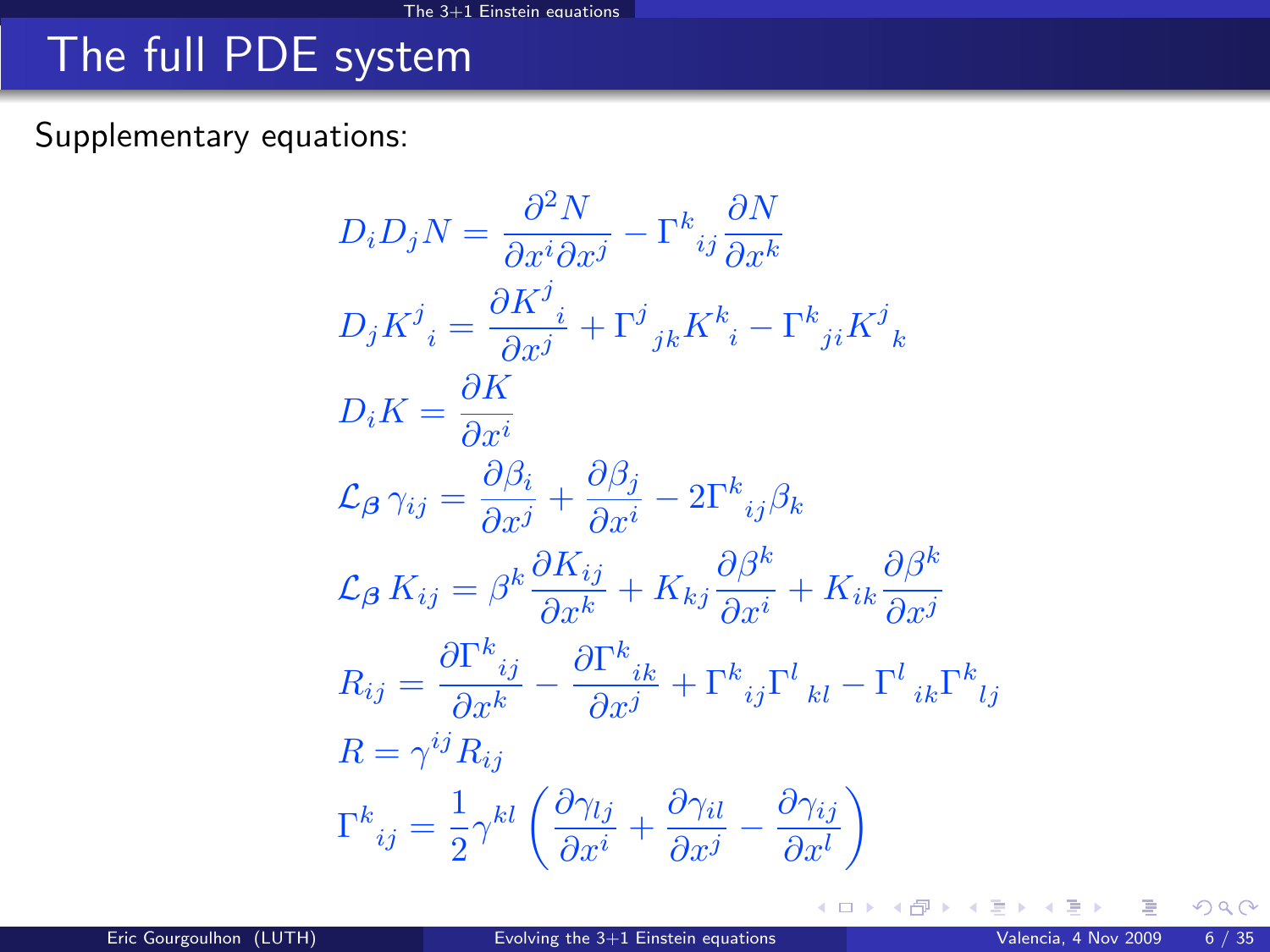## The full PDE system

Supplementary equations:

$$D_i D_j N = \frac{\partial^2 N}{\partial x^i \partial x^j} - \Gamma^k{}_{ij} \frac{\partial N}{\partial x^k}$$

$$D_j K^j{}_i = \frac{\partial K^j{}_i}{\partial x^j} + \Gamma^j{}_{jk} K^k{}_i - \Gamma^k{}_{ji} K^j{}_k$$

$$D_i K = \frac{\partial K}{\partial x^i}$$

$$\mathcal{L}_{\boldsymbol{\beta}}\, \gamma_{ij} = \frac{\partial \beta_i}{\partial x^j} + \frac{\partial \beta_j}{\partial x^i} - 2\Gamma^k{}_{ij} \beta_k$$

$$\mathcal{L}_{\boldsymbol{\beta}}\, K_{ij} = \beta^k \frac{\partial K_{ij}}{\partial x^k} + K_{kj} \frac{\partial \beta^k}{\partial x^i} + K_{ik} \frac{\partial \beta^k}{\partial x^j}$$

$$R_{ij} = \frac{\partial \Gamma^k{}_{ij}}{\partial x^k} - \frac{\partial \Gamma^k{}_{ik}}{\partial x^j} + \Gamma^k{}_{ij} \Gamma^l{}_{kl} - \Gamma^l{}_{ik} \Gamma^k{}_{lj}$$

$$R = \gamma^{ij} R_{ij}$$

$$\Gamma^k{}_{ij} = \frac{1}{2} \gamma^{kl} \left( \frac{\partial \gamma_{lj}}{\partial x^i} + \frac{\partial \gamma_{il}}{\partial x^j} - \frac{\partial \gamma_{ij}}{\partial x^l} \right)$$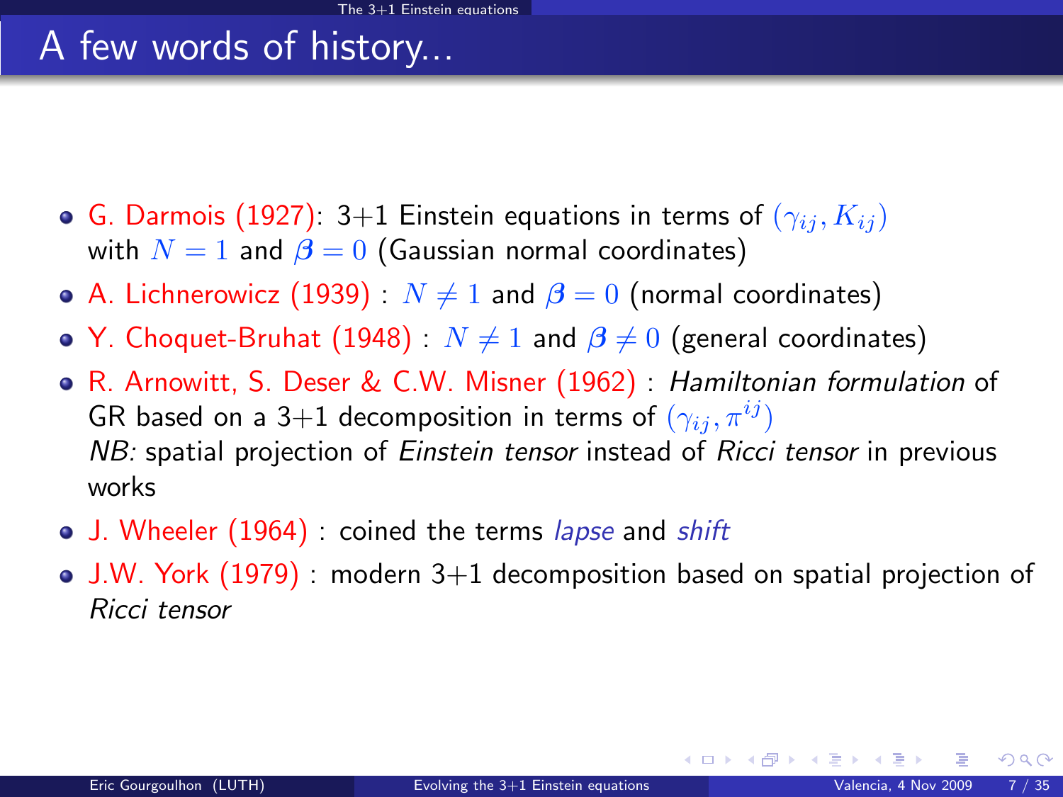# A few words of history...

- G. Darmois (1927): 3+1 Einstein equations in terms of $(\gamma_{ij}, K_{ij})$ with $N = 1$ and $\boldsymbol{\beta} = 0$ (Gaussian normal coordinates)
- A. Lichnerowicz (1939) : $N \neq 1$ and $\boldsymbol{\beta} = 0$ (normal coordinates)
- Y. Choquet-Bruhat (1948) : $N \neq 1$ and $\boldsymbol{\beta} \neq 0$ (general coordinates)
- R. Arnowitt, S. Deser & C.W. Misner (1962) : *Hamiltonian formulation* of GR based on a 3+1 decomposition in terms of $(\gamma_{ij}, \pi^{ij})$
  *NB:* spatial projection of *Einstein tensor* instead of *Ricci tensor* in previous works
- J. Wheeler (1964) : coined the terms *lapse* and *shift*
- J.W. York (1979) : modern 3+1 decomposition based on spatial projection of *Ricci tensor*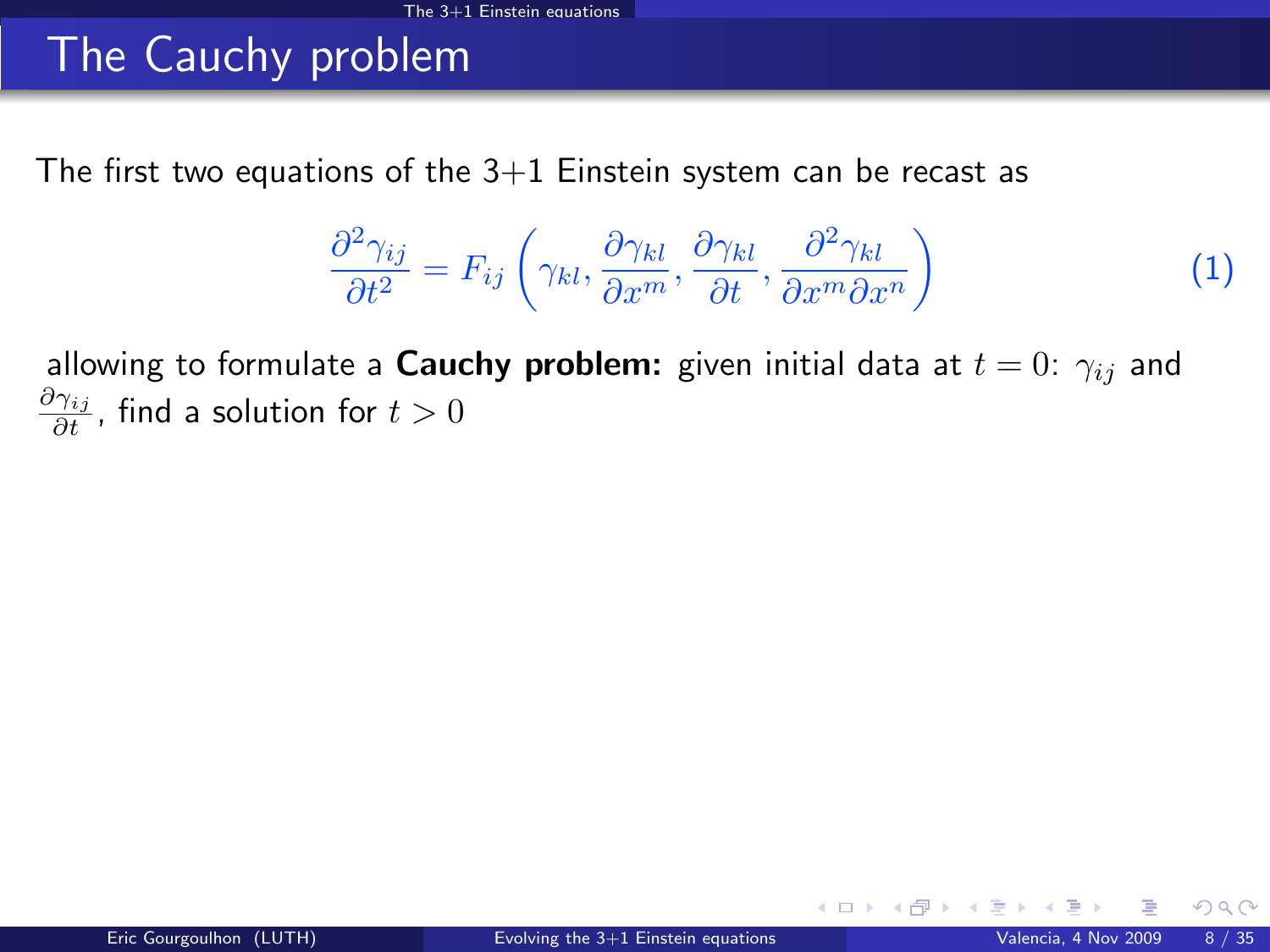# The Cauchy problem

The first two equations of the 3+1 Einstein system can be recast as

$$\frac{\partial^2 \gamma_{ij}}{\partial t^2} = F_{ij}\left(\gamma_{kl}, \frac{\partial \gamma_{kl}}{\partial x^m}, \frac{\partial \gamma_{kl}}{\partial t}, \frac{\partial^2 \gamma_{kl}}{\partial x^m \partial x^n}\right) \quad (1)$$

allowing to formulate a **Cauchy problem:** given initial data at $t = 0$: $\gamma_{ij}$ and $\frac{\partial \gamma_{ij}}{\partial t}$, find a solution for $t > 0$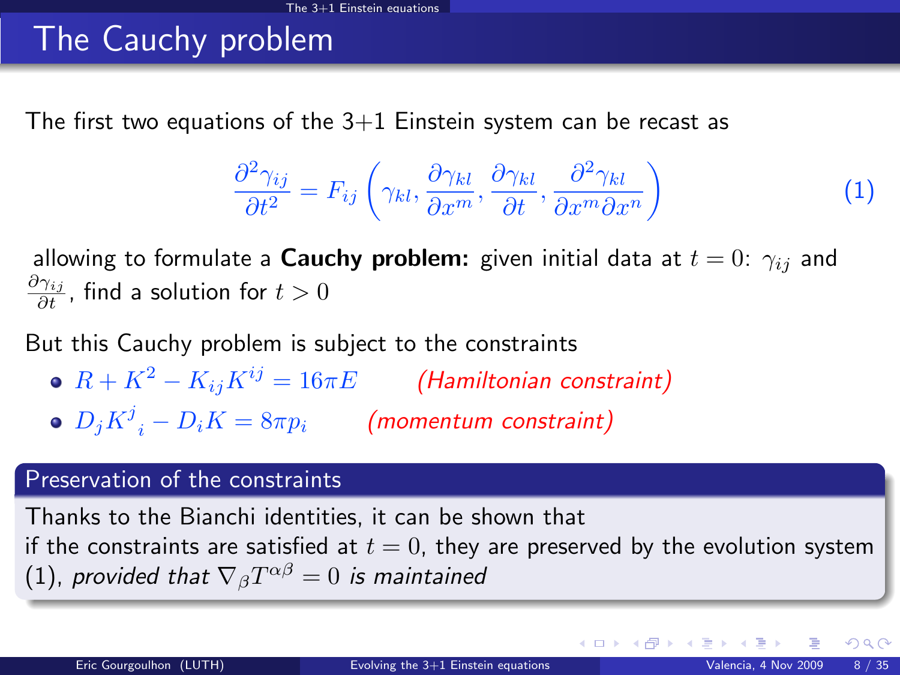# The Cauchy problem

The first two equations of the 3+1 Einstein system can be recast as

$$\frac{\partial^2 \gamma_{ij}}{\partial t^2} = F_{ij}\left(\gamma_{kl}, \frac{\partial \gamma_{kl}}{\partial x^m}, \frac{\partial \gamma_{kl}}{\partial t}, \frac{\partial^2 \gamma_{kl}}{\partial x^m \partial x^n}\right) \quad (1)$$

allowing to formulate a **Cauchy problem:** given initial data at $t = 0$: $\gamma_{ij}$ and $\frac{\partial \gamma_{ij}}{\partial t}$, find a solution for $t > 0$

But this Cauchy problem is subject to the constraints

- $R + K^2 - K_{ij}K^{ij} = 16\pi E$ *(Hamiltonian constraint)*
- $D_j K^j{}_i - D_i K = 8\pi p_i$ *(momentum constraint)*

### Preservation of the constraints

Thanks to the Bianchi identities, it can be shown that if the constraints are satisfied at $t = 0$, they are preserved by the evolution system (1), *provided that* $\nabla_\beta T^{\alpha\beta} = 0$ *is maintained*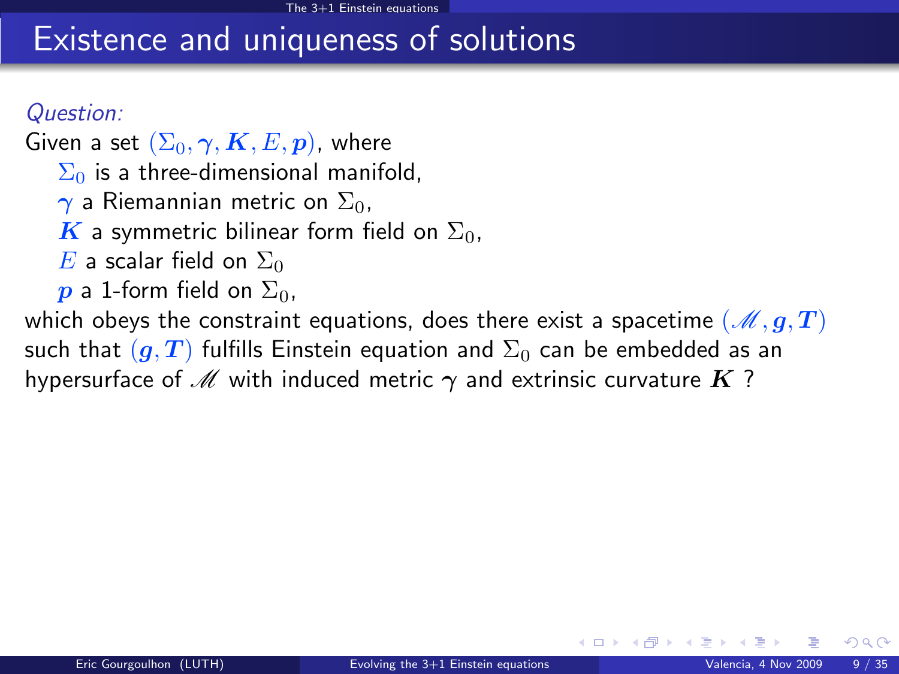# Existence and uniqueness of solutions

*Question:*

Given a set $(\Sigma_0, \boldsymbol{\gamma}, \boldsymbol{K}, E, \boldsymbol{p})$, where

- $\Sigma_0$ is a three-dimensional manifold,
- $\boldsymbol{\gamma}$ a Riemannian metric on $\Sigma_0$,
- $\boldsymbol{K}$ a symmetric bilinear form field on $\Sigma_0$,
- $E$ a scalar field on $\Sigma_0$
- $\boldsymbol{p}$ a 1-form field on $\Sigma_0$,

which obeys the constraint equations, does there exist a spacetime $(\mathscr{M}, \boldsymbol{g}, \boldsymbol{T})$ such that $(\boldsymbol{g}, \boldsymbol{T})$ fulfills Einstein equation and $\Sigma_0$ can be embedded as an hypersurface of $\mathscr{M}$ with induced metric $\gamma$ and extrinsic curvature $\boldsymbol{K}$ ?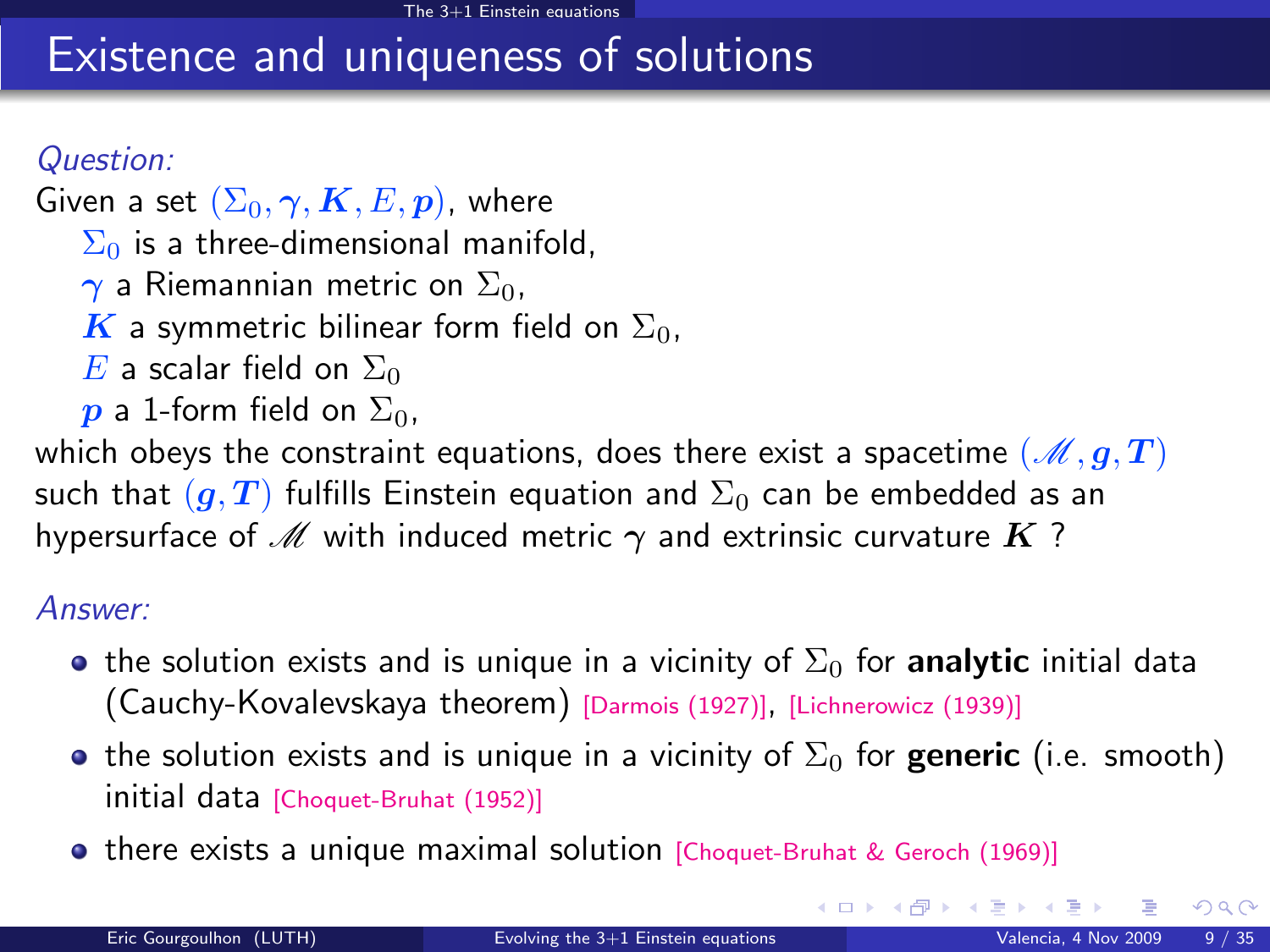# Existence and uniqueness of solutions

*Question:*

Given a set $(\Sigma_0, \boldsymbol{\gamma}, \boldsymbol{K}, E, \boldsymbol{p})$, where

- $\Sigma_0$ is a three-dimensional manifold,
- $\boldsymbol{\gamma}$ a Riemannian metric on $\Sigma_0$,
- $\boldsymbol{K}$ a symmetric bilinear form field on $\Sigma_0$,
- $E$ a scalar field on $\Sigma_0$
- $\boldsymbol{p}$ a 1-form field on $\Sigma_0$,

which obeys the constraint equations, does there exist a spacetime $(\mathscr{M}, \boldsymbol{g}, \boldsymbol{T})$ such that $(\boldsymbol{g}, \boldsymbol{T})$ fulfills Einstein equation and $\Sigma_0$ can be embedded as an hypersurface of $\mathscr{M}$ with induced metric $\gamma$ and extrinsic curvature $\boldsymbol{K}$ ?

*Answer:*

- the solution exists and is unique in a vicinity of $\Sigma_0$ for **analytic** initial data (Cauchy-Kovalevskaya theorem) [Darmois (1927)], [Lichnerowicz (1939)]
- the solution exists and is unique in a vicinity of $\Sigma_0$ for **generic** (i.e. smooth) initial data [Choquet-Bruhat (1952)]
- there exists a unique maximal solution [Choquet-Bruhat & Geroch (1969)]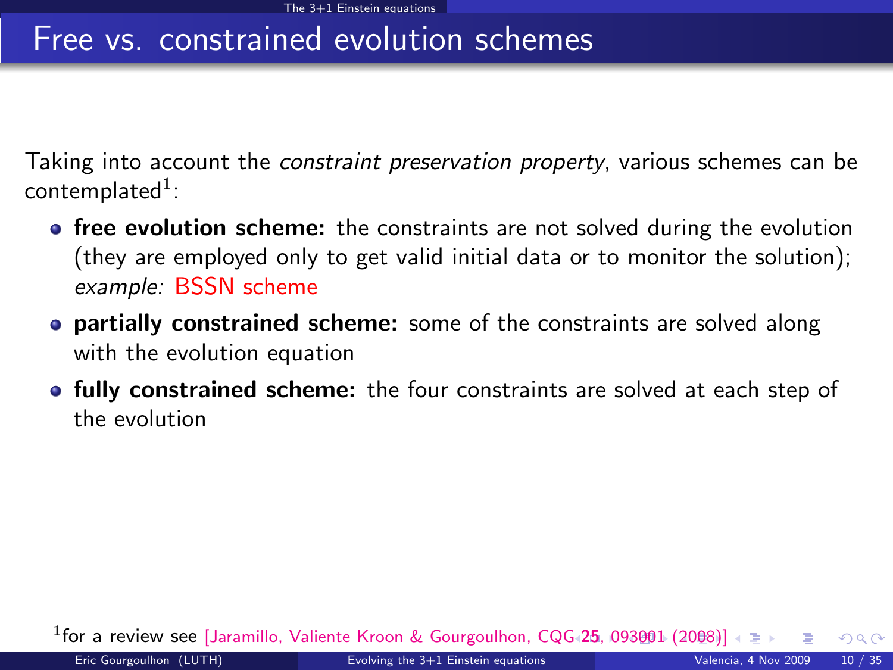# Free vs. constrained evolution schemes

Taking into account the *constraint preservation property*, various schemes can be contemplated[1]:

- **free evolution scheme:** the constraints are not solved during the evolution (they are employed only to get valid initial data or to monitor the solution); *example:* BSSN scheme
- **partially constrained scheme:** some of the constraints are solved along with the evolution equation
- **fully constrained scheme:** the four constraints are solved at each step of the evolution

[1] for a review see [Jaramillo, Valiente Kroon & Gourgoulhon, CQG **25**, 093001 (2008)]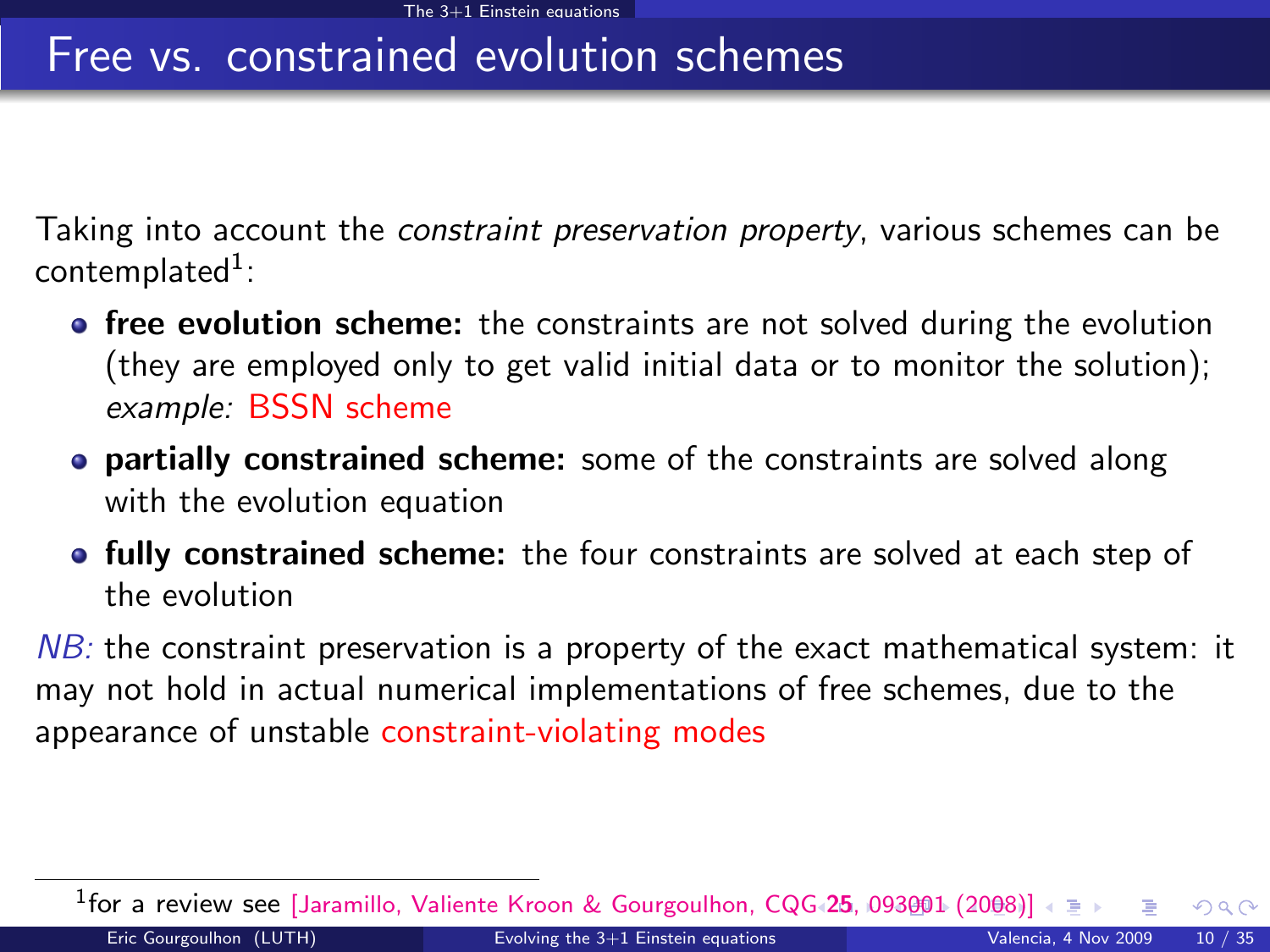# Free vs. constrained evolution schemes

Taking into account the *constraint preservation property*, various schemes can be contemplated[1]:

- **free evolution scheme:** the constraints are not solved during the evolution (they are employed only to get valid initial data or to monitor the solution); *example:* BSSN scheme
- **partially constrained scheme:** some of the constraints are solved along with the evolution equation
- **fully constrained scheme:** the four constraints are solved at each step of the evolution

*NB:* the constraint preservation is a property of the exact mathematical system: it may not hold in actual numerical implementations of free schemes, due to the appearance of unstable constraint-violating modes

[1] for a review see [Jaramillo, Valiente Kroon & Gourgoulhon, CQG **25**, 093001 (2008)]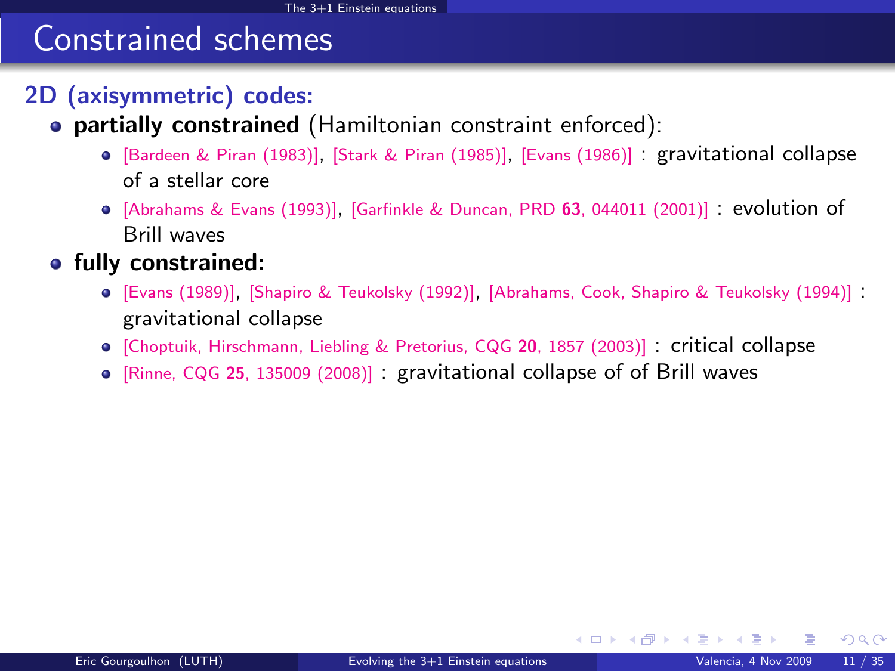# Constrained schemes

**2D (axisymmetric) codes:**

- **partially constrained** (Hamiltonian constraint enforced):
  - [Bardeen & Piran (1983)], [Stark & Piran (1985)], [Evans (1986)] : gravitational collapse of a stellar core
  - [Abrahams & Evans (1993)], [Garfinkle & Duncan, PRD **63**, 044011 (2001)] : evolution of Brill waves
- **fully constrained:**
  - [Evans (1989)], [Shapiro & Teukolsky (1992)], [Abrahams, Cook, Shapiro & Teukolsky (1994)] : gravitational collapse
  - [Choptuik, Hirschmann, Liebling & Pretorius, CQG **20**, 1857 (2003)] : critical collapse
  - [Rinne, CQG **25**, 135009 (2008)] : gravitational collapse of of Brill waves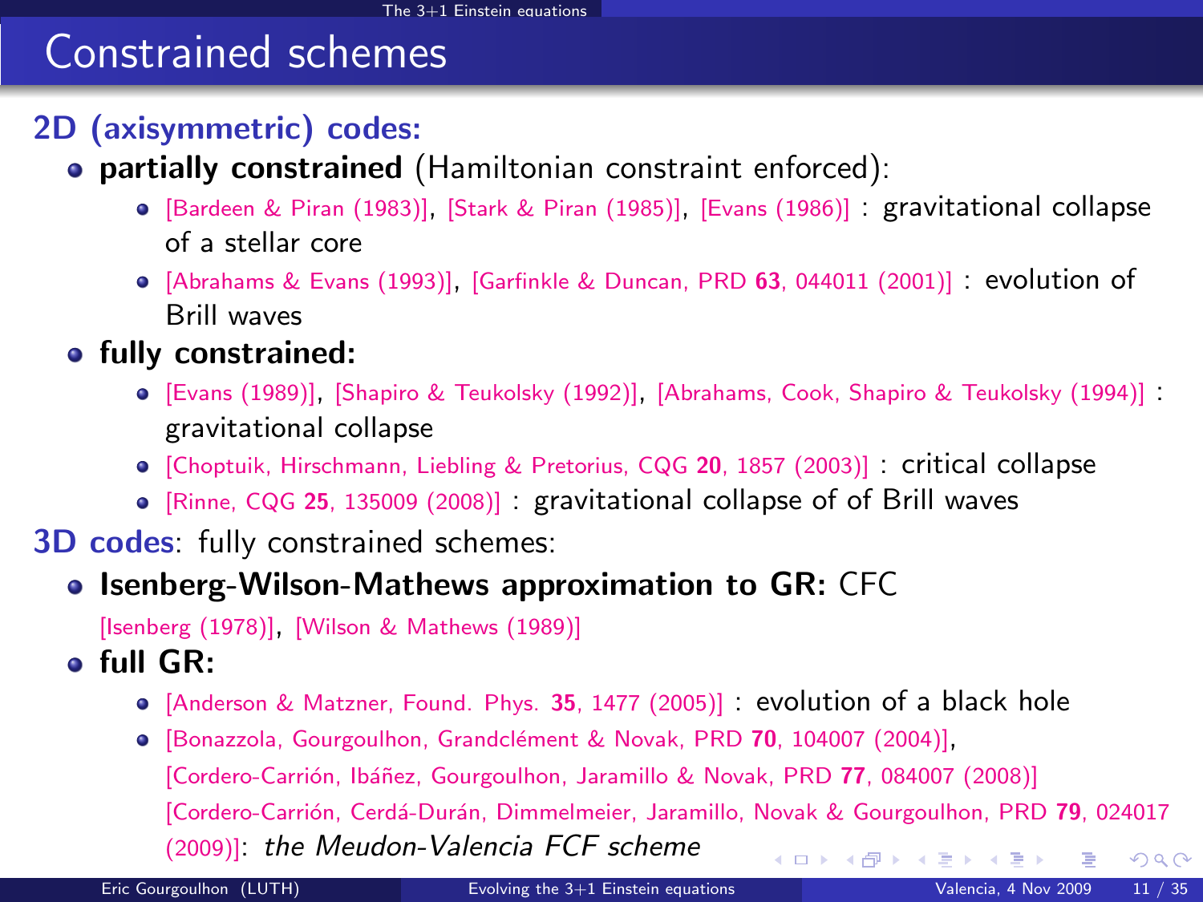# Constrained schemes

**2D (axisymmetric) codes:**

- **partially constrained** (Hamiltonian constraint enforced):
  - [Bardeen & Piran (1983)], [Stark & Piran (1985)], [Evans (1986)] : gravitational collapse of a stellar core
  - [Abrahams & Evans (1993)], [Garfinkle & Duncan, PRD **63**, 044011 (2001)] : evolution of Brill waves
- **fully constrained:**
  - [Evans (1989)], [Shapiro & Teukolsky (1992)], [Abrahams, Cook, Shapiro & Teukolsky (1994)] : gravitational collapse
  - [Choptuik, Hirschmann, Liebling & Pretorius, CQG **20**, 1857 (2003)] : critical collapse
  - [Rinne, CQG **25**, 135009 (2008)] : gravitational collapse of of Brill waves

**3D codes**: fully constrained schemes:

- **Isenberg-Wilson-Mathews approximation to GR:** CFC
  [Isenberg (1978)], [Wilson & Mathews (1989)]
- **full GR:**
  - [Anderson & Matzner, Found. Phys. **35**, 1477 (2005)] : evolution of a black hole
  - [Bonazzola, Gourgoulhon, Grandclément & Novak, PRD **70**, 104007 (2004)], [Cordero-Carrión, Ibáñez, Gourgoulhon, Jaramillo & Novak, PRD **77**, 084007 (2008)] [Cordero-Carrión, Cerdá-Durán, Dimmelmeier, Jaramillo, Novak & Gourgoulhon, PRD **79**, 024017 (2009)]: *the Meudon-Valencia FCF scheme*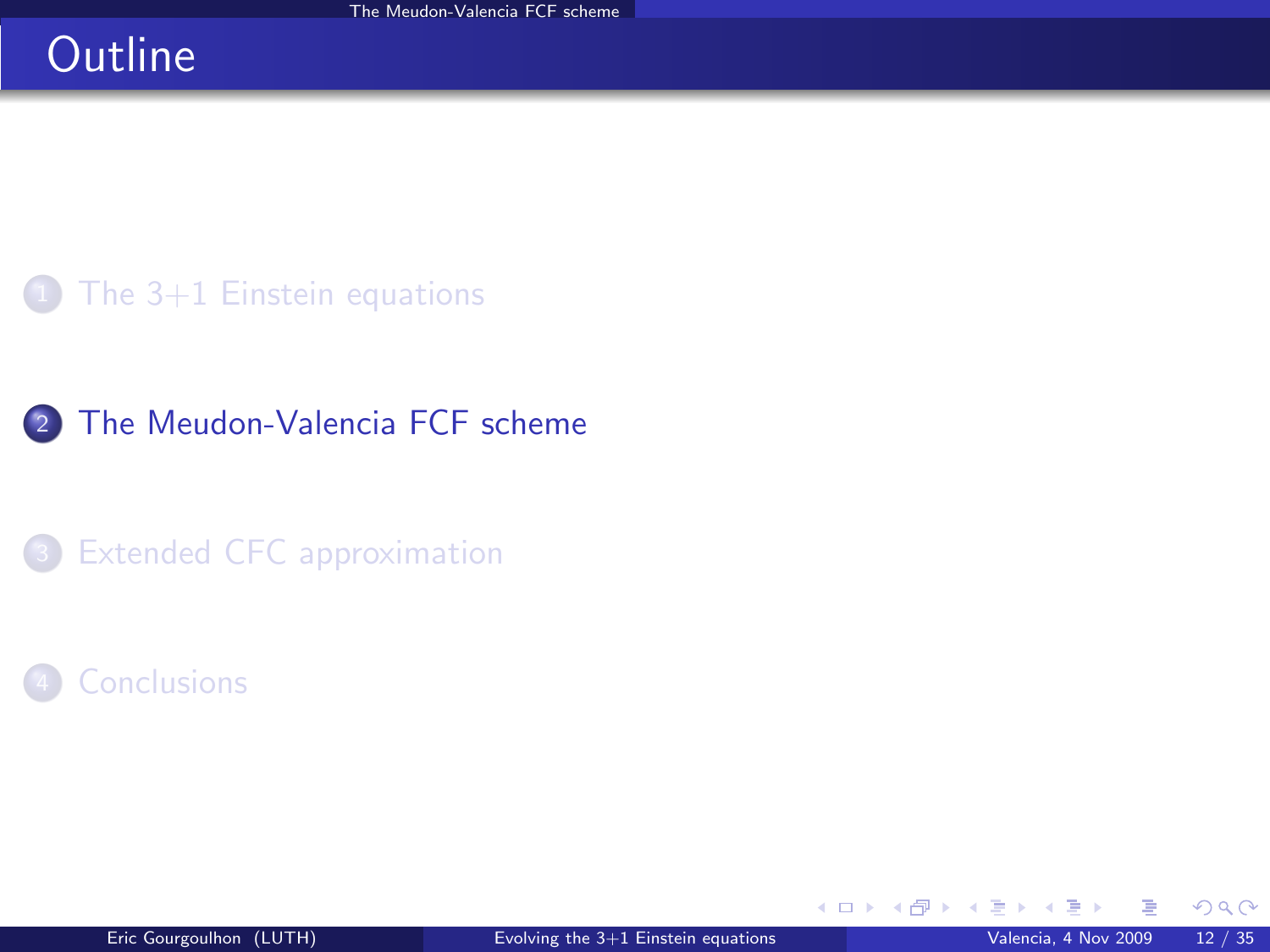# Outline

1. The 3+1 Einstein equations
2. The Meudon-Valencia FCF scheme
3. Extended CFC approximation
4. Conclusions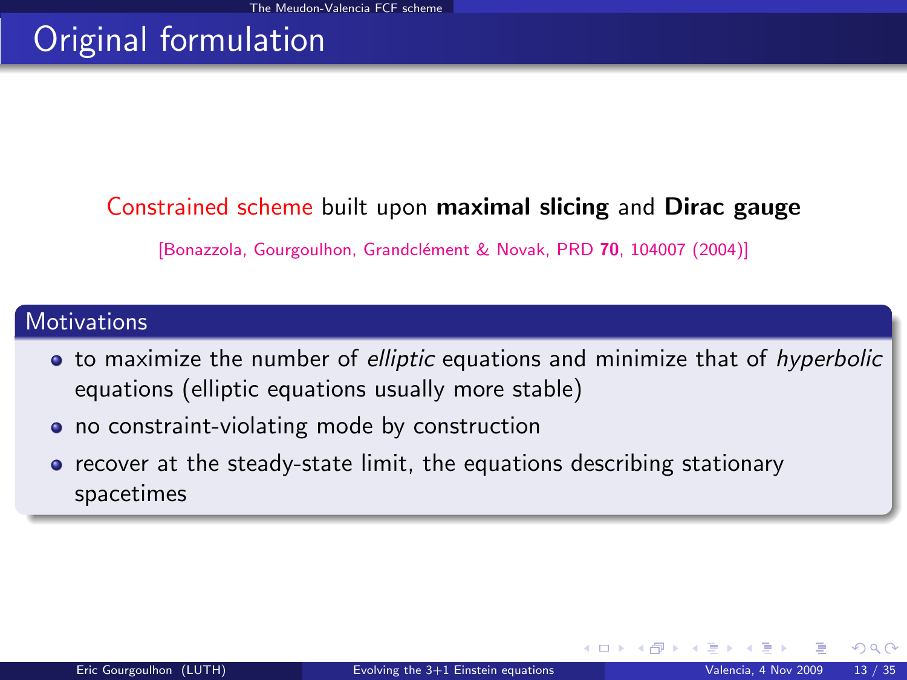# Original formulation

Constrained scheme built upon **maximal slicing** and **Dirac gauge**

[Bonazzola, Gourgoulhon, Grandclément & Novak, PRD **70**, 104007 (2004)]

## Motivations

- to maximize the number of *elliptic* equations and minimize that of *hyperbolic* equations (elliptic equations usually more stable)
- no constraint-violating mode by construction
- recover at the steady-state limit, the equations describing stationary spacetimes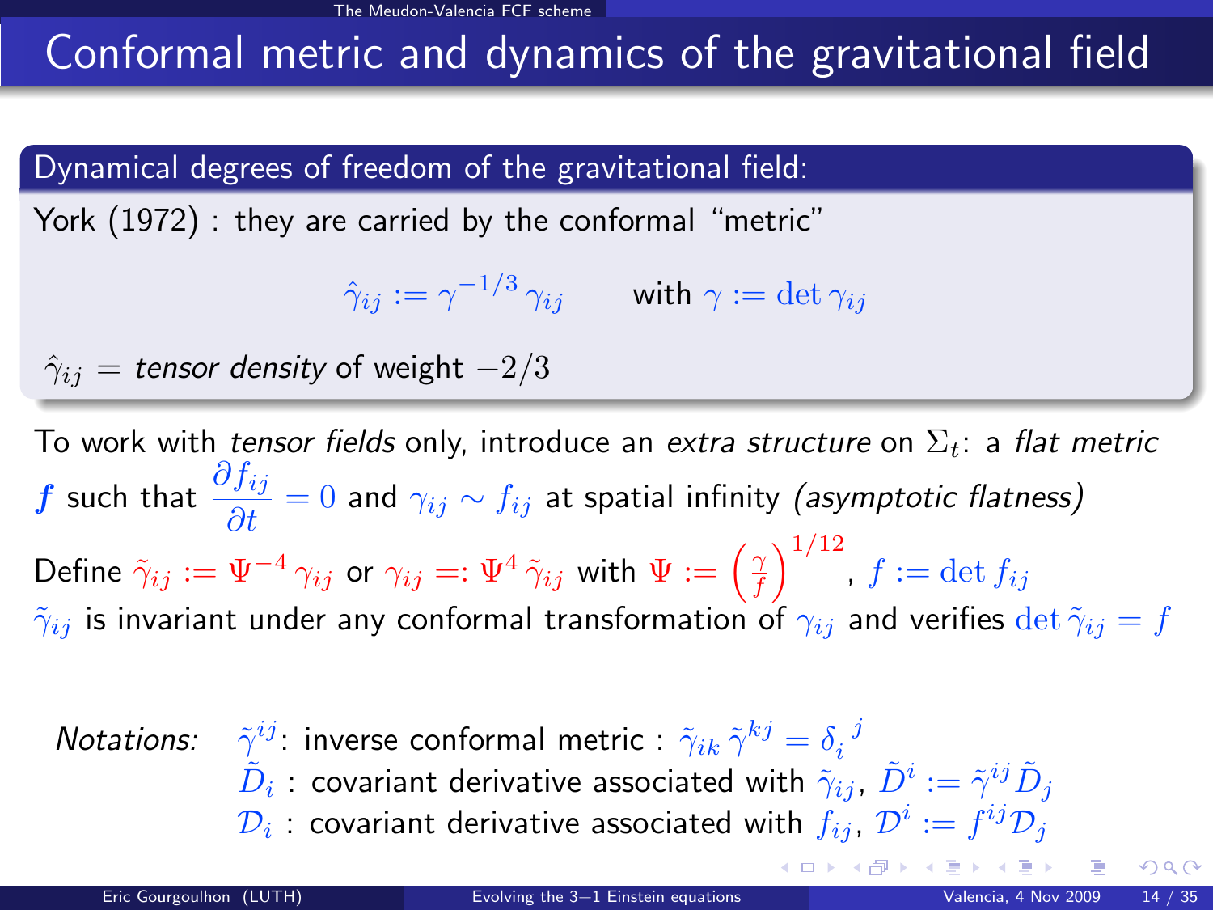# Conformal metric and dynamics of the gravitational field

**Dynamical degrees of freedom of the gravitational field:**

York (1972) : they are carried by the conformal "metric"

$$\hat{\gamma}_{ij} := \gamma^{-1/3}\,\gamma_{ij} \qquad \text{with } \gamma := \det \gamma_{ij}$$

$\hat{\gamma}_{ij}$ = *tensor density* of weight $-2/3$

To work with *tensor fields* only, introduce an *extra structure* on $\Sigma_t$: a *flat metric* $\boldsymbol{f}$ such that $\dfrac{\partial f_{ij}}{\partial t} = 0$ and $\gamma_{ij} \sim f_{ij}$ at spatial infinity *(asymptotic flatness)*

Define $\tilde{\gamma}_{ij} := \Psi^{-4}\,\gamma_{ij}$ or $\gamma_{ij} =: \Psi^4\,\tilde{\gamma}_{ij}$ with $\Psi := \left(\frac{\gamma}{f}\right)^{1/12}$, $f := \det f_{ij}$

$\tilde{\gamma}_{ij}$ is invariant under any conformal transformation of $\gamma_{ij}$ and verifies $\det \tilde{\gamma}_{ij} = f$

*Notations:*

- $\tilde{\gamma}^{ij}$: inverse conformal metric : $\tilde{\gamma}_{ik}\,\tilde{\gamma}^{kj} = \delta_i^{\ j}$
- $\tilde{D}_i$ : covariant derivative associated with $\tilde{\gamma}_{ij}$, $\tilde{D}^i := \tilde{\gamma}^{ij}\,\tilde{D}_j$
- $\mathcal{D}_i$ : covariant derivative associated with $f_{ij}$, $\mathcal{D}^i := f^{ij}\mathcal{D}_j$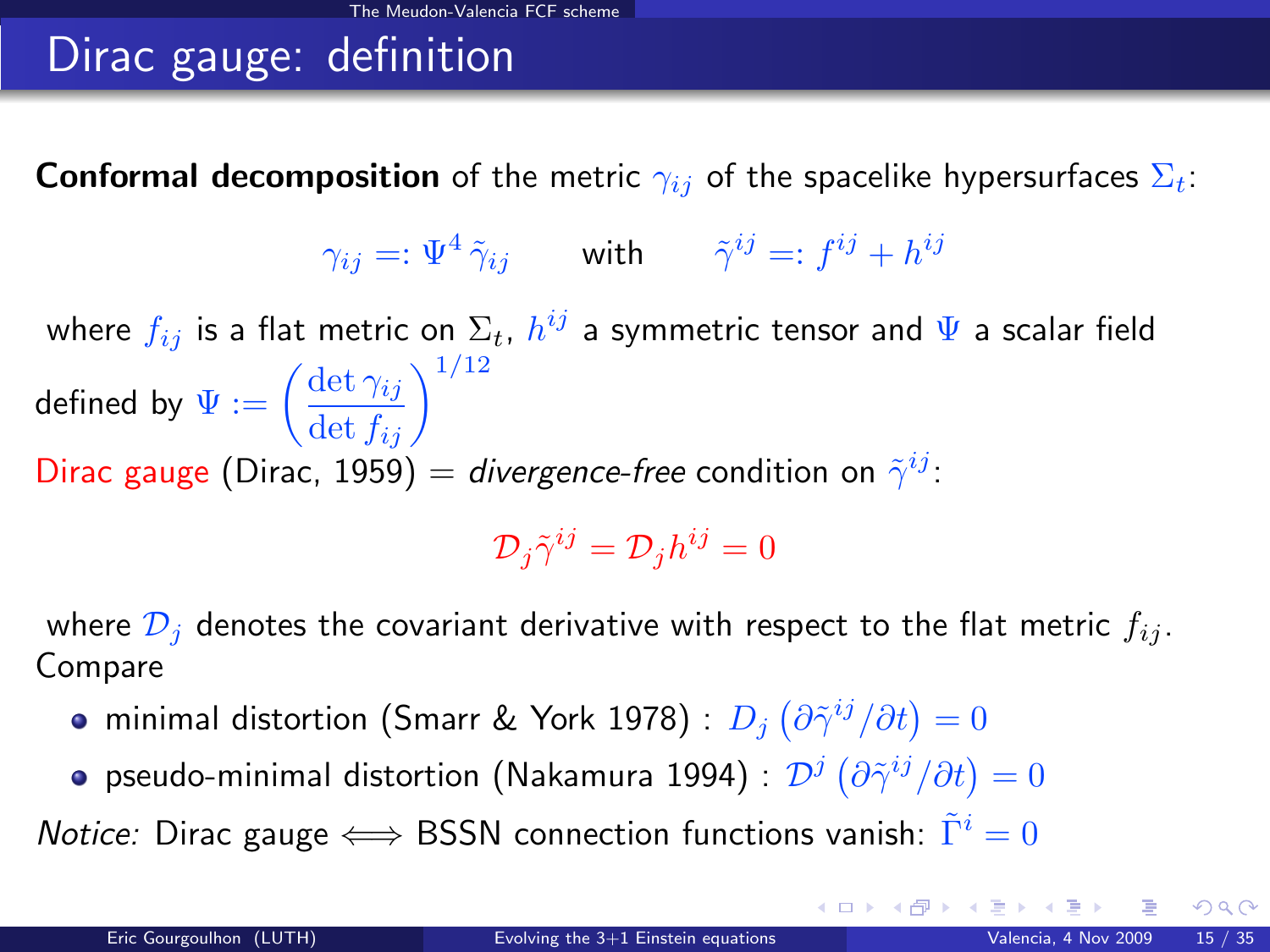# Dirac gauge: definition

**Conformal decomposition** of the metric $\gamma_{ij}$ of the spacelike hypersurfaces $\Sigma_t$:

$$\gamma_{ij} =: \Psi^4 \, \tilde{\gamma}_{ij} \qquad \text{with} \qquad \tilde{\gamma}^{ij} =: f^{ij} + h^{ij}$$

where $f_{ij}$ is a flat metric on $\Sigma_t$, $h^{ij}$ a symmetric tensor and $\Psi$ a scalar field defined by $\Psi := \left( \frac{\det \gamma_{ij}}{\det f_{ij}} \right)^{1/12}$

Dirac gauge (Dirac, 1959) = *divergence-free* condition on $\tilde{\gamma}^{ij}$:

$$\mathcal{D}_j \tilde{\gamma}^{ij} = \mathcal{D}_j h^{ij} = 0$$

where $\mathcal{D}_j$ denotes the covariant derivative with respect to the flat metric $f_{ij}$.
Compare

- minimal distortion (Smarr & York 1978) : $D_j \left( \partial \tilde{\gamma}^{ij} / \partial t \right) = 0$
- pseudo-minimal distortion (Nakamura 1994) : $\mathcal{D}^j \left( \partial \tilde{\gamma}^{ij} / \partial t \right) = 0$

*Notice:* Dirac gauge $\Longleftrightarrow$ BSSN connection functions vanish: $\tilde{\Gamma}^i = 0$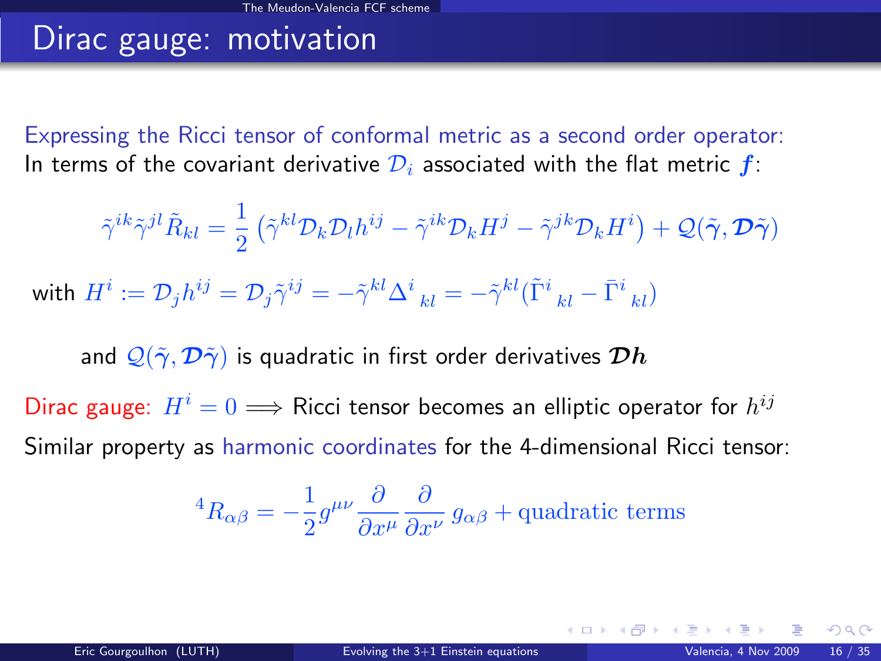# Dirac gauge: motivation

Expressing the Ricci tensor of conformal metric as a second order operator:
In terms of the covariant derivative $\mathcal{D}_i$ associated with the flat metric $\boldsymbol{f}$:

$$\tilde{\gamma}^{ik}\tilde{\gamma}^{jl}\tilde{R}_{kl} = \frac{1}{2}\left(\tilde{\gamma}^{kl}\mathcal{D}_k\mathcal{D}_l h^{ij} - \tilde{\gamma}^{ik}\mathcal{D}_k H^j - \tilde{\gamma}^{jk}\mathcal{D}_k H^i\right) + \mathcal{Q}(\tilde{\boldsymbol{\gamma}}, \boldsymbol{\mathcal{D}}\tilde{\boldsymbol{\gamma}})$$

with $H^i := \mathcal{D}_j h^{ij} = \mathcal{D}_j \tilde{\gamma}^{ij} = -\tilde{\gamma}^{kl}\Delta^i{}_{kl} = -\tilde{\gamma}^{kl}(\tilde{\Gamma}^i{}_{kl} - \bar{\Gamma}^i{}_{kl})$

and $\mathcal{Q}(\tilde{\boldsymbol{\gamma}}, \boldsymbol{\mathcal{D}}\tilde{\boldsymbol{\gamma}})$ is quadratic in first order derivatives $\boldsymbol{\mathcal{D}h}$

Dirac gauge: $H^i = 0 \Longrightarrow$ Ricci tensor becomes an elliptic operator for $h^{ij}$

Similar property as harmonic coordinates for the 4-dimensional Ricci tensor:

$$^4R_{\alpha\beta} = -\frac{1}{2}g^{\mu\nu}\frac{\partial}{\partial x^\mu}\frac{\partial}{\partial x^\nu}\, g_{\alpha\beta} + \text{quadratic terms}$$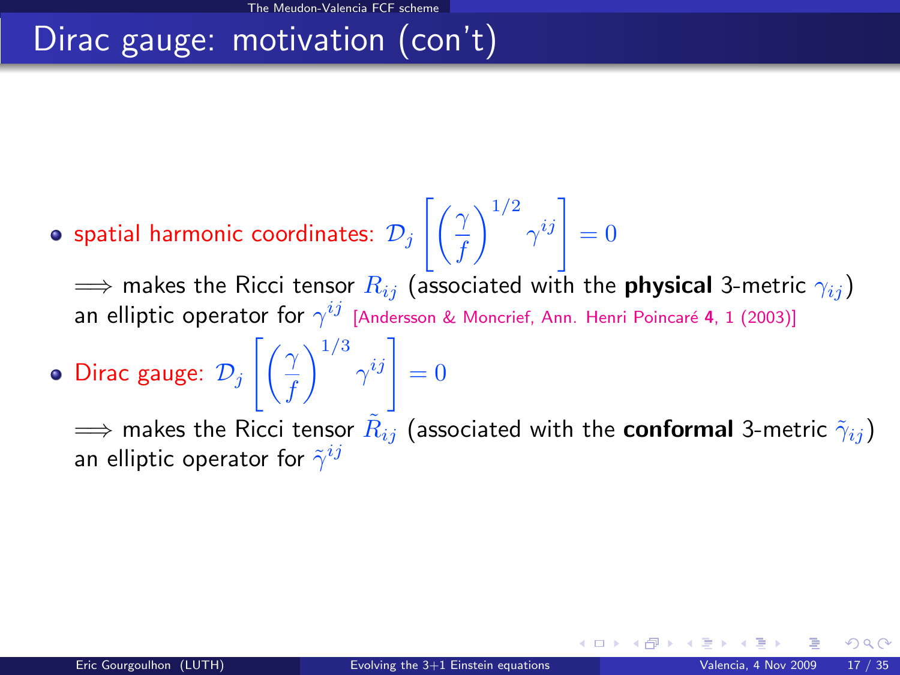# Dirac gauge: motivation (con't)

- spatial harmonic coordinates: $\mathcal{D}_j \left[ \left( \frac{\gamma}{f} \right)^{1/2} \gamma^{ij} \right] = 0$

  $\Longrightarrow$ makes the Ricci tensor $R_{ij}$ (associated with the **physical** 3-metric $\gamma_{ij}$) an elliptic operator for $\gamma^{ij}$ [Andersson & Moncrief, Ann. Henri Poincaré **4**, 1 (2003)]

- Dirac gauge: $\mathcal{D}_j \left[ \left( \frac{\gamma}{f} \right)^{1/3} \gamma^{ij} \right] = 0$

  $\Longrightarrow$ makes the Ricci tensor $\tilde{R}_{ij}$ (associated with the **conformal** 3-metric $\tilde{\gamma}_{ij}$) an elliptic operator for $\tilde{\gamma}^{ij}$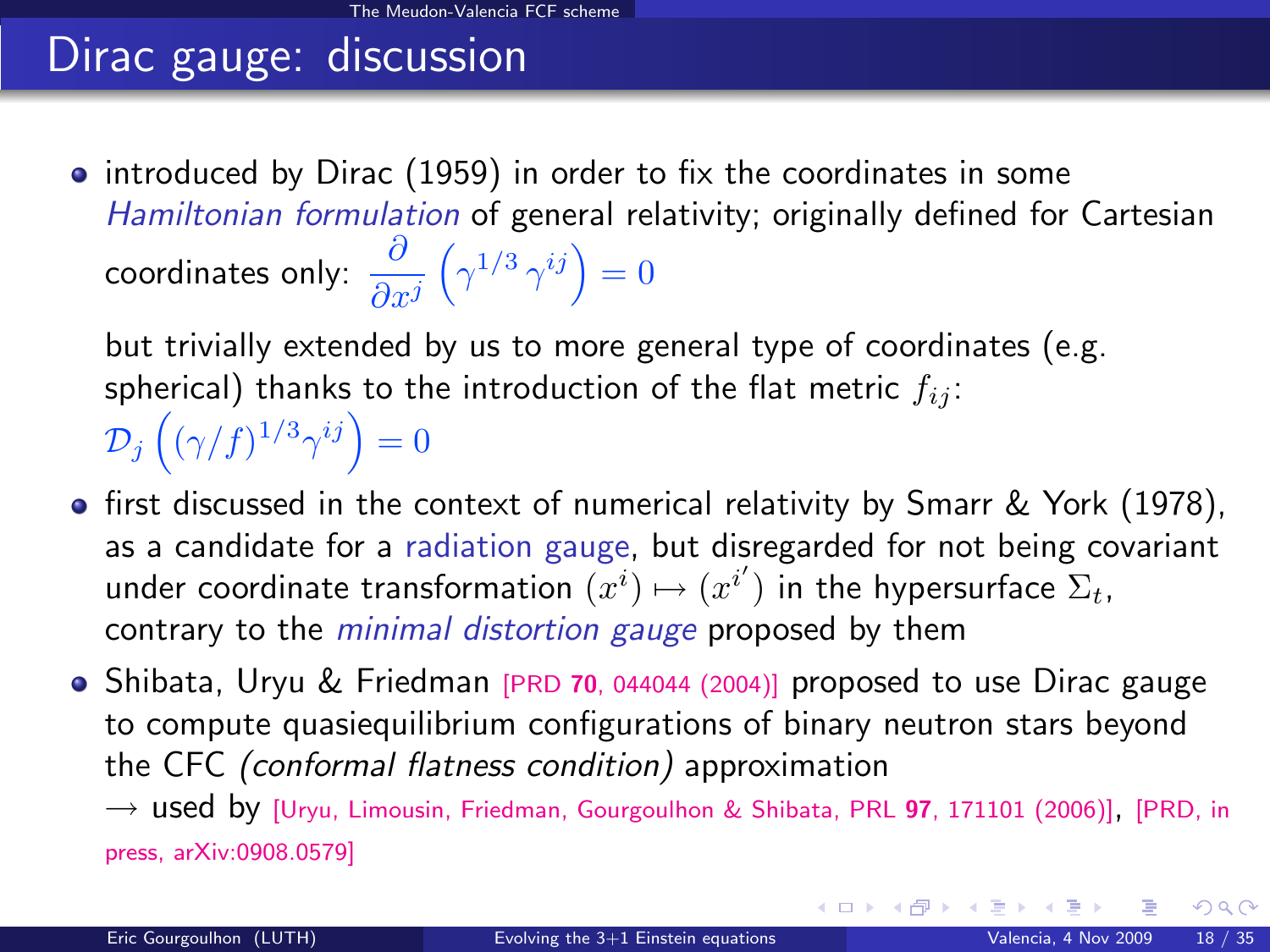# Dirac gauge: discussion

- introduced by Dirac (1959) in order to fix the coordinates in some *Hamiltonian formulation* of general relativity; originally defined for Cartesian coordinates only: $\frac{\partial}{\partial x^j}\left(\gamma^{1/3}\,\gamma^{ij}\right) = 0$

  but trivially extended by us to more general type of coordinates (e.g. spherical) thanks to the introduction of the flat metric $f_{ij}$: $\mathcal{D}_j\left((\gamma/f)^{1/3}\gamma^{ij}\right) = 0$

- first discussed in the context of numerical relativity by Smarr & York (1978), as a candidate for a radiation gauge, but disregarded for not being covariant under coordinate transformation $(x^i) \mapsto (x^{i'})$ in the hypersurface $\Sigma_t$, contrary to the *minimal distortion gauge* proposed by them

- Shibata, Uryu & Friedman [PRD **70**, 044044 (2004)] proposed to use Dirac gauge to compute quasiequilibrium configurations of binary neutron stars beyond the CFC *(conformal flatness condition)* approximation

  $\longrightarrow$ used by [Uryu, Limousin, Friedman, Gourgoulhon & Shibata, PRL **97**, 171101 (2006)], [PRD, in press, arXiv:0908.0579]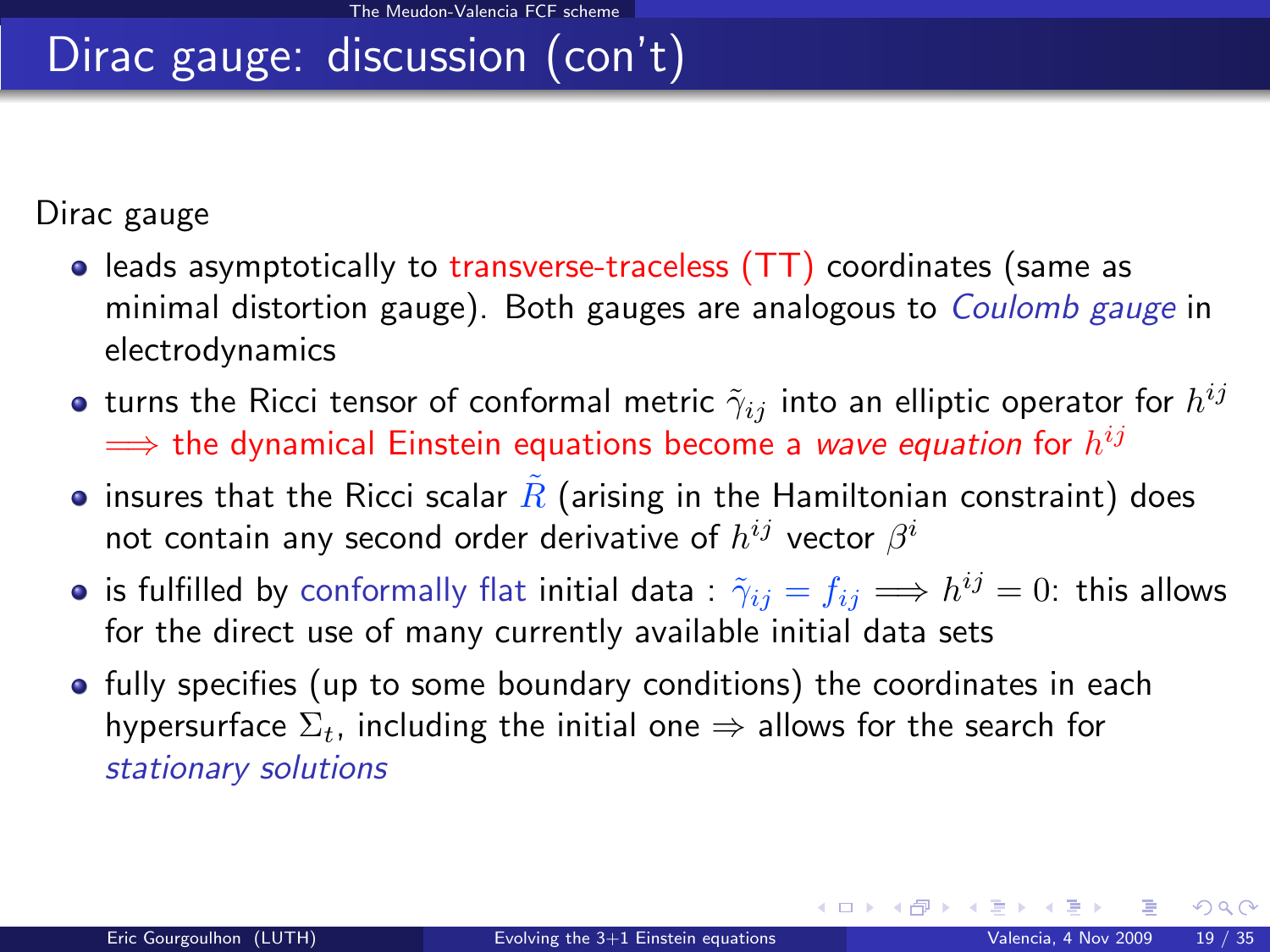# Dirac gauge: discussion (con't)

Dirac gauge

- leads asymptotically to transverse-traceless (TT) coordinates (same as minimal distortion gauge). Both gauges are analogous to *Coulomb gauge* in electrodynamics
- turns the Ricci tensor of conformal metric $\tilde{\gamma}_{ij}$ into an elliptic operator for $h^{ij}$ $\Longrightarrow$ the dynamical Einstein equations become a *wave equation* for $h^{ij}$
- insures that the Ricci scalar $\tilde{R}$ (arising in the Hamiltonian constraint) does not contain any second order derivative of $h^{ij}$ vector $\beta^i$
- is fulfilled by conformally flat initial data : $\tilde{\gamma}_{ij} = f_{ij} \Longrightarrow h^{ij} = 0$: this allows for the direct use of many currently available initial data sets
- fully specifies (up to some boundary conditions) the coordinates in each hypersurface $\Sigma_t$, including the initial one $\Rightarrow$ allows for the search for *stationary solutions*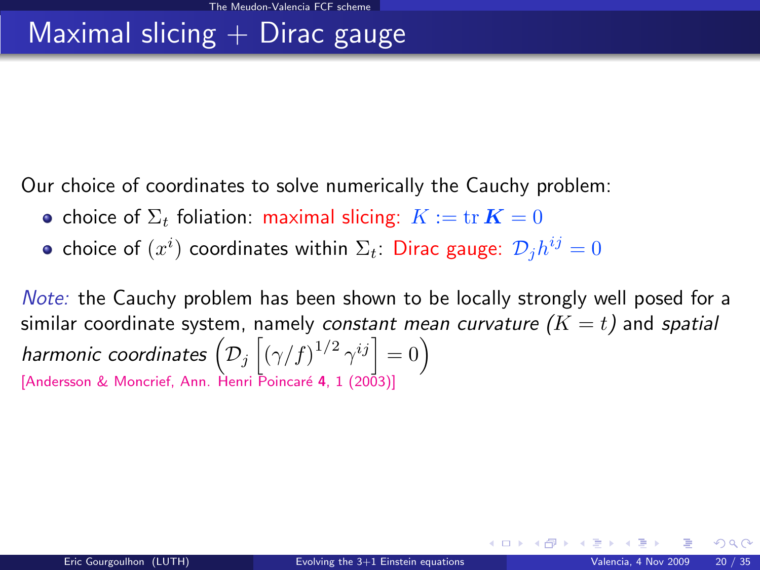# Maximal slicing + Dirac gauge

Our choice of coordinates to solve numerically the Cauchy problem:

- choice of $\Sigma_t$ foliation: maximal slicing: $K := \mathrm{tr}\, \boldsymbol{K} = 0$
- choice of $(x^i)$ coordinates within $\Sigma_t$: Dirac gauge: $\mathcal{D}_j h^{ij} = 0$

*Note:* the Cauchy problem has been shown to be locally strongly well posed for a similar coordinate system, namely *constant mean curvature* ($K = t$) and *spatial harmonic coordinates* $\left(\mathcal{D}_j \left[ (\gamma/f)^{1/2} \gamma^{ij} \right] = 0\right)$
[Andersson & Moncrief, Ann. Henri Poincaré **4**, 1 (2003)]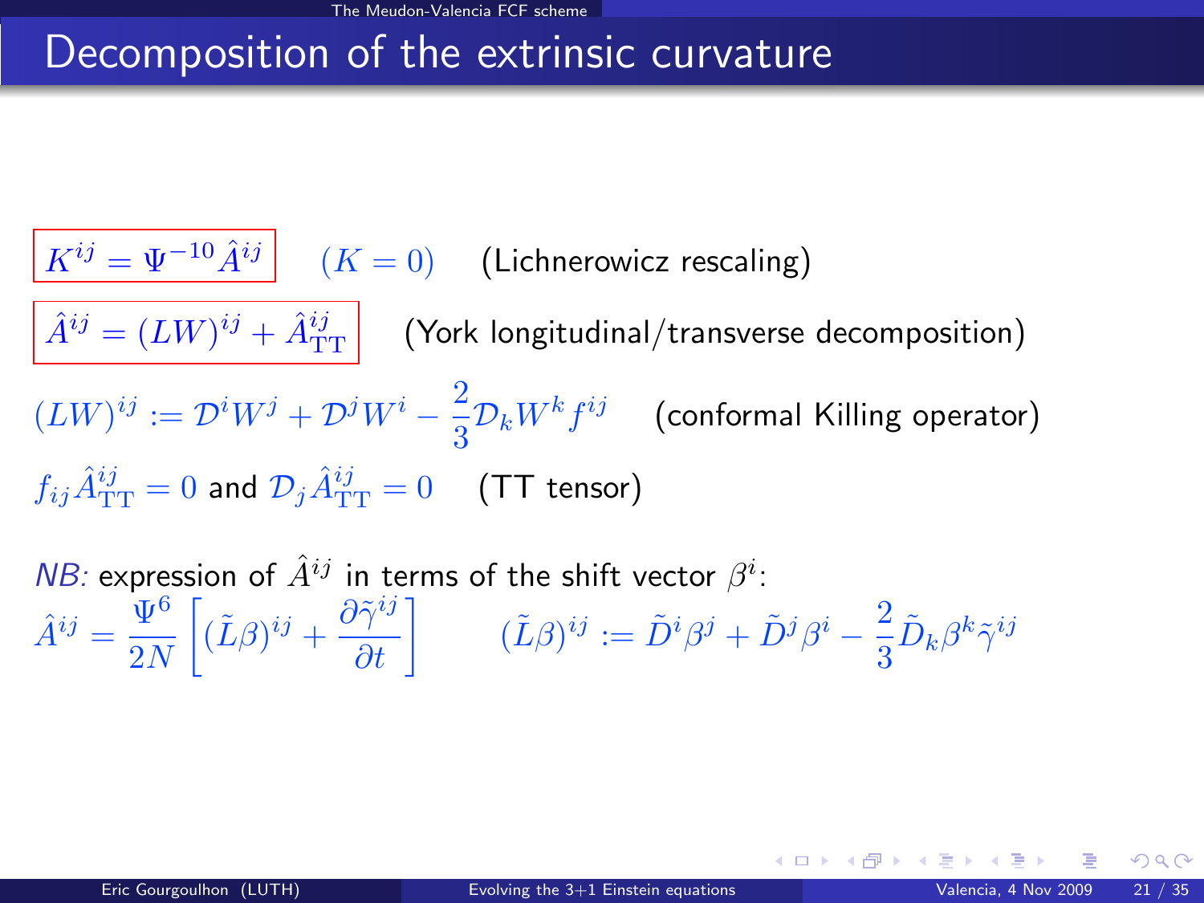# Decomposition of the extrinsic curvature

$$\boxed{K^{ij} = \Psi^{-10}\hat{A}^{ij}} \qquad (K = 0) \qquad \text{(Lichnerowicz rescaling)}$$

$$\boxed{\hat{A}^{ij} = (LW)^{ij} + \hat{A}^{ij}_{\mathrm{TT}}} \qquad \text{(York longitudinal/transverse decomposition)}$$

$$(LW)^{ij} := \mathcal{D}^i W^j + \mathcal{D}^j W^i - \frac{2}{3}\mathcal{D}_k W^k f^{ij} \qquad \text{(conformal Killing operator)}$$

$f_{ij}\hat{A}^{ij}_{\mathrm{TT}} = 0$ and $\mathcal{D}_j \hat{A}^{ij}_{\mathrm{TT}} = 0$ (TT tensor)

*NB:* expression of $\hat{A}^{ij}$ in terms of the shift vector $\beta^i$:

$$\hat{A}^{ij} = \frac{\Psi^6}{2N}\left[(\tilde{L}\beta)^{ij} + \frac{\partial \tilde{\gamma}^{ij}}{\partial t}\right] \qquad (\tilde{L}\beta)^{ij} := \tilde{D}^i\beta^j + \tilde{D}^j\beta^i - \frac{2}{3}\tilde{D}_k\beta^k\tilde{\gamma}^{ij}$$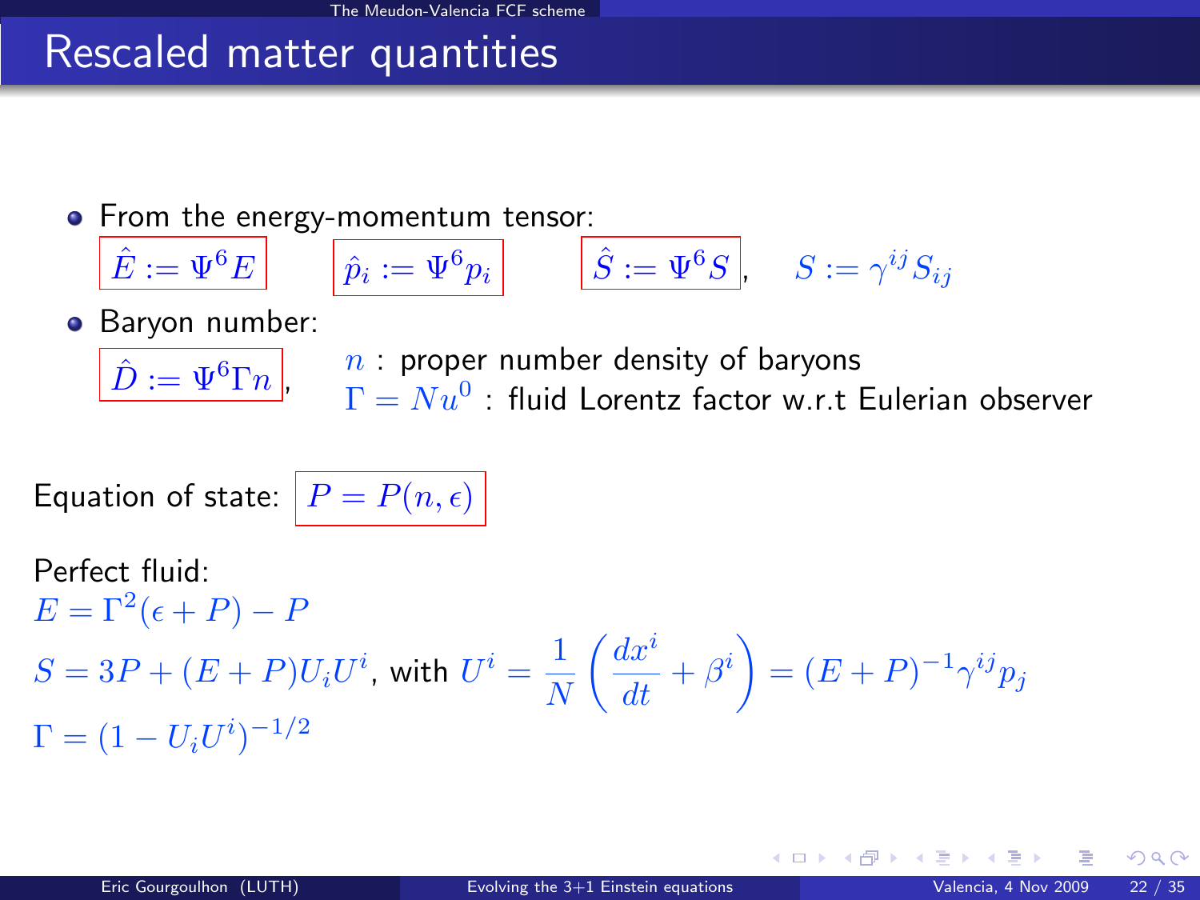# Rescaled matter quantities

- From the energy-momentum tensor:

  $\hat{E} := \Psi^6 E$ $\quad$ $\hat{p}_i := \Psi^6 p_i$ $\quad$ $\hat{S} := \Psi^6 S$, $\quad$ $S := \gamma^{ij} S_{ij}$

- Baryon number:

  $\hat{D} := \Psi^6 \Gamma n$, $\quad$ $n$ : proper number density of baryons
  
  $\Gamma = N u^0$ : fluid Lorentz factor w.r.t Eulerian observer

Equation of state: $P = P(n, \epsilon)$

Perfect fluid:

$E = \Gamma^2 (\epsilon + P) - P$

$S = 3P + (E + P) U_i U^i$, with $U^i = \dfrac{1}{N} \left( \dfrac{dx^i}{dt} + \beta^i \right) = (E + P)^{-1} \gamma^{ij} p_j$

$\Gamma = (1 - U_i U^i)^{-1/2}$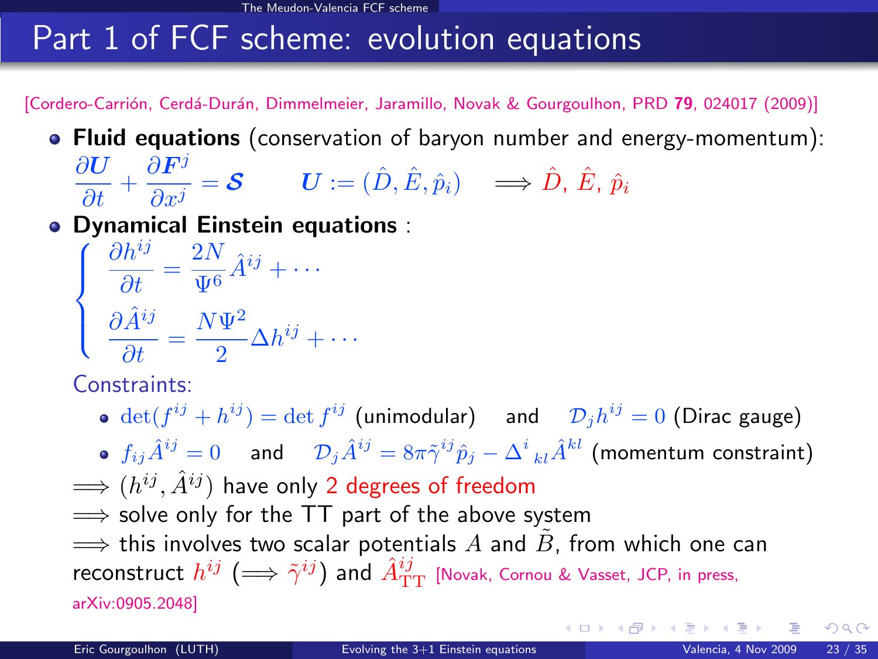# Part 1 of FCF scheme: evolution equations

[Cordero-Carrión, Cerdá-Durán, Dimmelmeier, Jaramillo, Novak & Gourgoulhon, PRD **79**, 024017 (2009)]

- **Fluid equations** (conservation of baryon number and energy-momentum):

$$\frac{\partial \boldsymbol{U}}{\partial t} + \frac{\partial \boldsymbol{F}^j}{\partial x^j} = \boldsymbol{\mathcal{S}} \qquad \boldsymbol{U} := (\hat{D}, \hat{E}, \hat{p}_i) \quad \Longrightarrow \hat{D}, \hat{E}, \hat{p}_i$$

- **Dynamical Einstein equations** :

$$\begin{cases} \dfrac{\partial h^{ij}}{\partial t} = \dfrac{2N}{\Psi^6} \hat{A}^{ij} + \cdots \\ \dfrac{\partial \hat{A}^{ij}}{\partial t} = \dfrac{N\Psi^2}{2} \Delta h^{ij} + \cdots \end{cases}$$

Constraints:

- $\det(f^{ij} + h^{ij}) = \det f^{ij}$ (unimodular) and $\mathcal{D}_j h^{ij} = 0$ (Dirac gauge)
- $f_{ij} \hat{A}^{ij} = 0$ and $\mathcal{D}_j \hat{A}^{ij} = 8\pi \tilde{\gamma}^{ij} \hat{p}_j - \Delta^i_{\ kl} \hat{A}^{kl}$ (momentum constraint)

$\Longrightarrow$ $(h^{ij}, \hat{A}^{ij})$ have only 2 degrees of freedom

$\Longrightarrow$ solve only for the TT part of the above system

$\Longrightarrow$ this involves two scalar potentials $A$ and $\tilde{B}$, from which one can reconstruct $h^{ij}$ ($\Longrightarrow \tilde{\gamma}^{ij}$) and $\hat{A}^{ij}_{\rm TT}$ [Novak, Cornou & Vasset, JCP, in press, arXiv:0905.2048]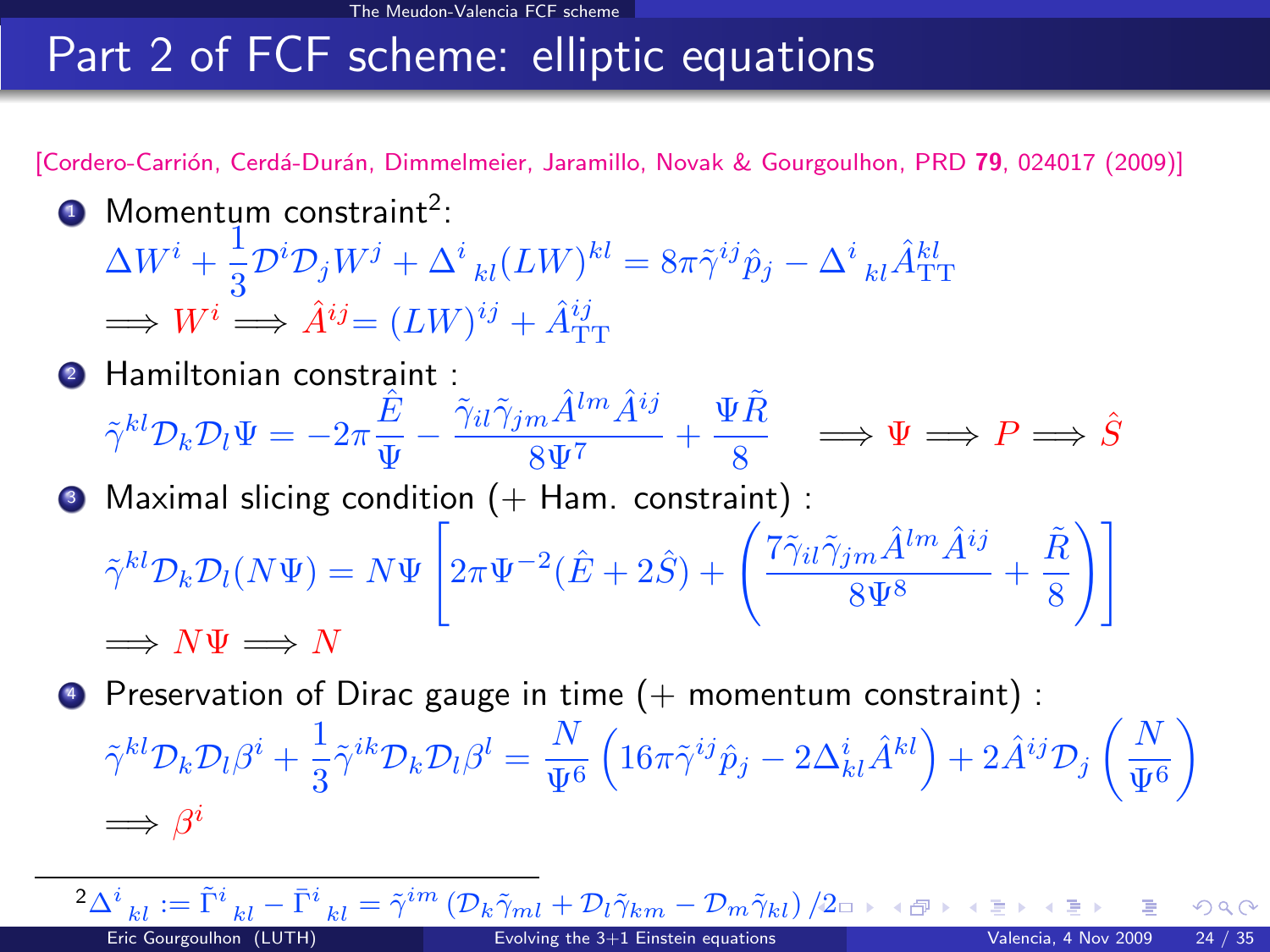# Part 2 of FCF scheme: elliptic equations

[Cordero-Carrión, Cerdá-Durán, Dimmelmeier, Jaramillo, Novak & Gourgoulhon, PRD **79**, 024017 (2009)]

1. Momentum constraint[2]:
$$\Delta W^i + \frac{1}{3}\mathcal{D}^i\mathcal{D}_j W^j + \Delta^i{}_{kl}(LW)^{kl} = 8\pi\tilde\gamma^{ij}\hat p_j - \Delta^i{}_{kl}\hat A^{kl}_{\rm TT}$$
$$\Longrightarrow W^i \Longrightarrow \hat A^{ij} = (LW)^{ij} + \hat A^{ij}_{\rm TT}$$

2. Hamiltonian constraint :
$$\tilde\gamma^{kl}\mathcal{D}_k\mathcal{D}_l\Psi = -2\pi\frac{\hat E}{\Psi} - \frac{\tilde\gamma_{il}\tilde\gamma_{jm}\hat A^{lm}\hat A^{ij}}{8\Psi^7} + \frac{\Psi\tilde R}{8} \quad \Longrightarrow \Psi \Longrightarrow P \Longrightarrow \hat S$$

3. Maximal slicing condition (+ Ham. constraint) :
$$\tilde\gamma^{kl}\mathcal{D}_k\mathcal{D}_l(N\Psi) = N\Psi\left[2\pi\Psi^{-2}(\hat E + 2\hat S) + \left(\frac{7\tilde\gamma_{il}\tilde\gamma_{jm}\hat A^{lm}\hat A^{ij}}{8\Psi^8} + \frac{\tilde R}{8}\right)\right]$$
$$\Longrightarrow N\Psi \Longrightarrow N$$

4. Preservation of Dirac gauge in time (+ momentum constraint) :
$$\tilde\gamma^{kl}\mathcal{D}_k\mathcal{D}_l\beta^i + \frac{1}{3}\tilde\gamma^{ik}\mathcal{D}_k\mathcal{D}_l\beta^l = \frac{N}{\Psi^6}\left(16\pi\tilde\gamma^{ij}\hat p_j - 2\Delta^i_{kl}\hat A^{kl}\right) + 2\hat A^{ij}\mathcal{D}_j\left(\frac{N}{\Psi^6}\right)$$
$$\Longrightarrow \beta^i$$

---

[2] $\Delta^i{}_{kl} := \tilde\Gamma^i{}_{kl} - \bar\Gamma^i{}_{kl} = \tilde\gamma^{im}\left(\mathcal{D}_k\tilde\gamma_{ml} + \mathcal{D}_l\tilde\gamma_{km} - \mathcal{D}_m\tilde\gamma_{kl}\right)/2$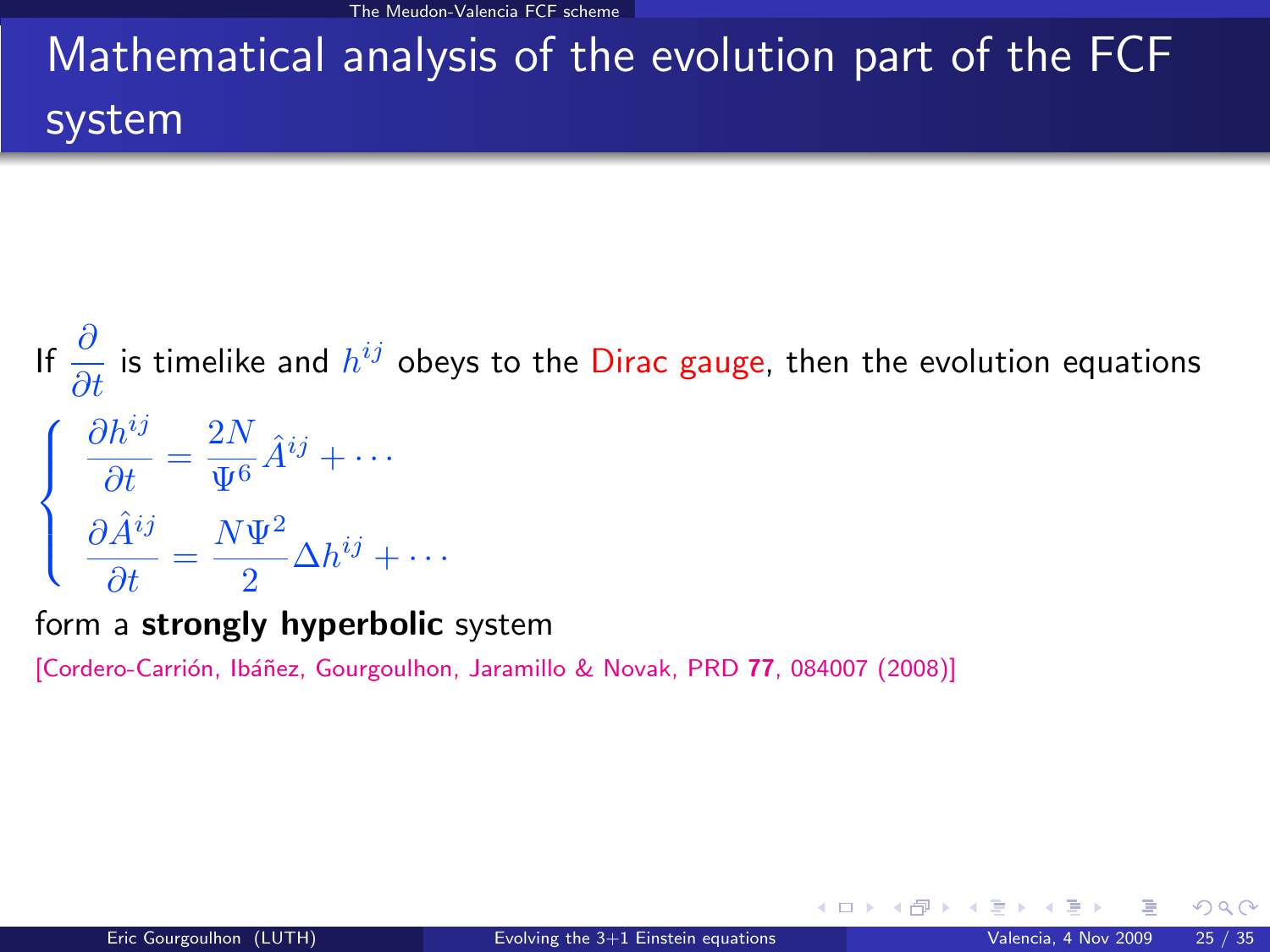# Mathematical analysis of the evolution part of the FCF system

If $\dfrac{\partial}{\partial t}$ is timelike and $h^{ij}$ obeys to the Dirac gauge, then the evolution equations

$$
\left\{
\begin{array}{l}
\dfrac{\partial h^{ij}}{\partial t} = \dfrac{2N}{\Psi^6} \hat{A}^{ij} + \cdots \\[2ex]
\dfrac{\partial \hat{A}^{ij}}{\partial t} = \dfrac{N\Psi^2}{2} \Delta h^{ij} + \cdots
\end{array}
\right.
$$

form a **strongly hyperbolic** system

[Cordero-Carrión, Ibáñez, Gourgoulhon, Jaramillo & Novak, PRD **77**, 084007 (2008)]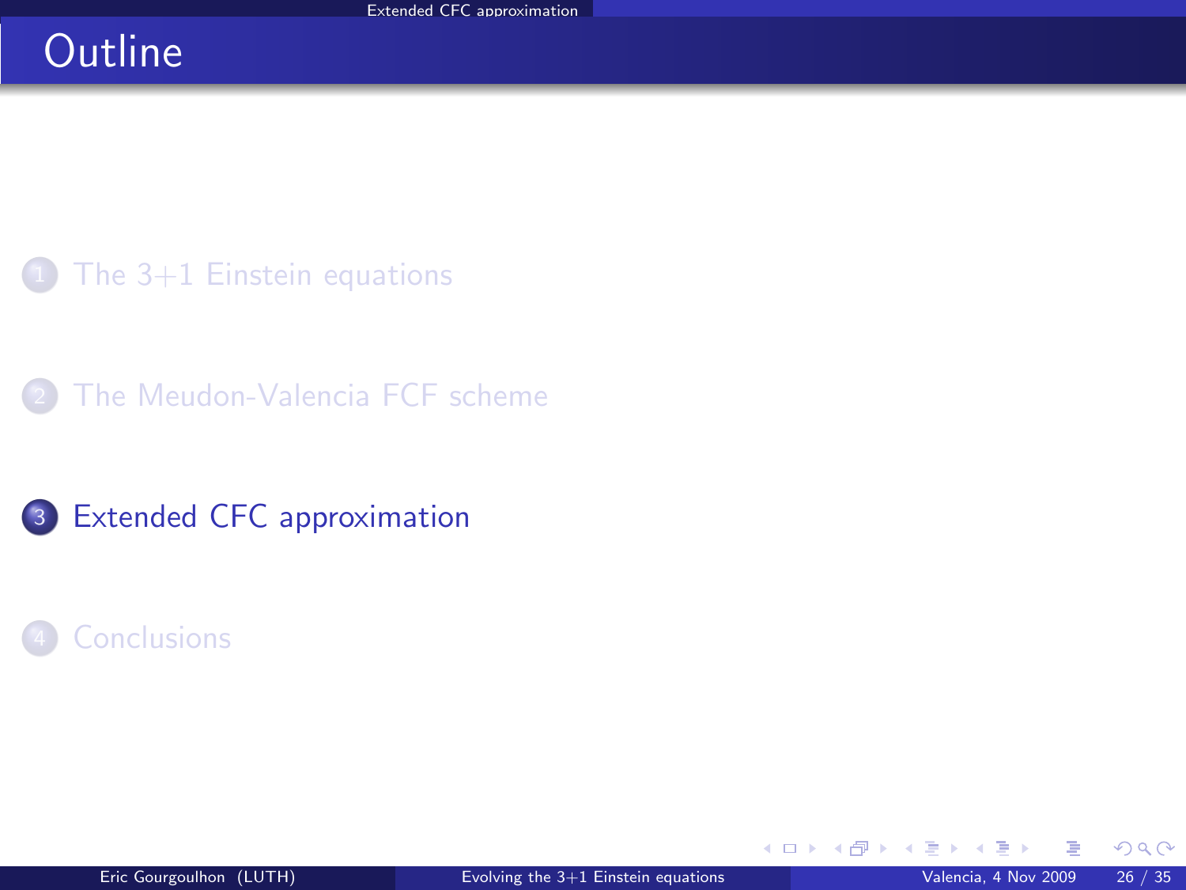# Outline

1. The 3+1 Einstein equations
2. The Meudon-Valencia FCF scheme
3. Extended CFC approximation
4. Conclusions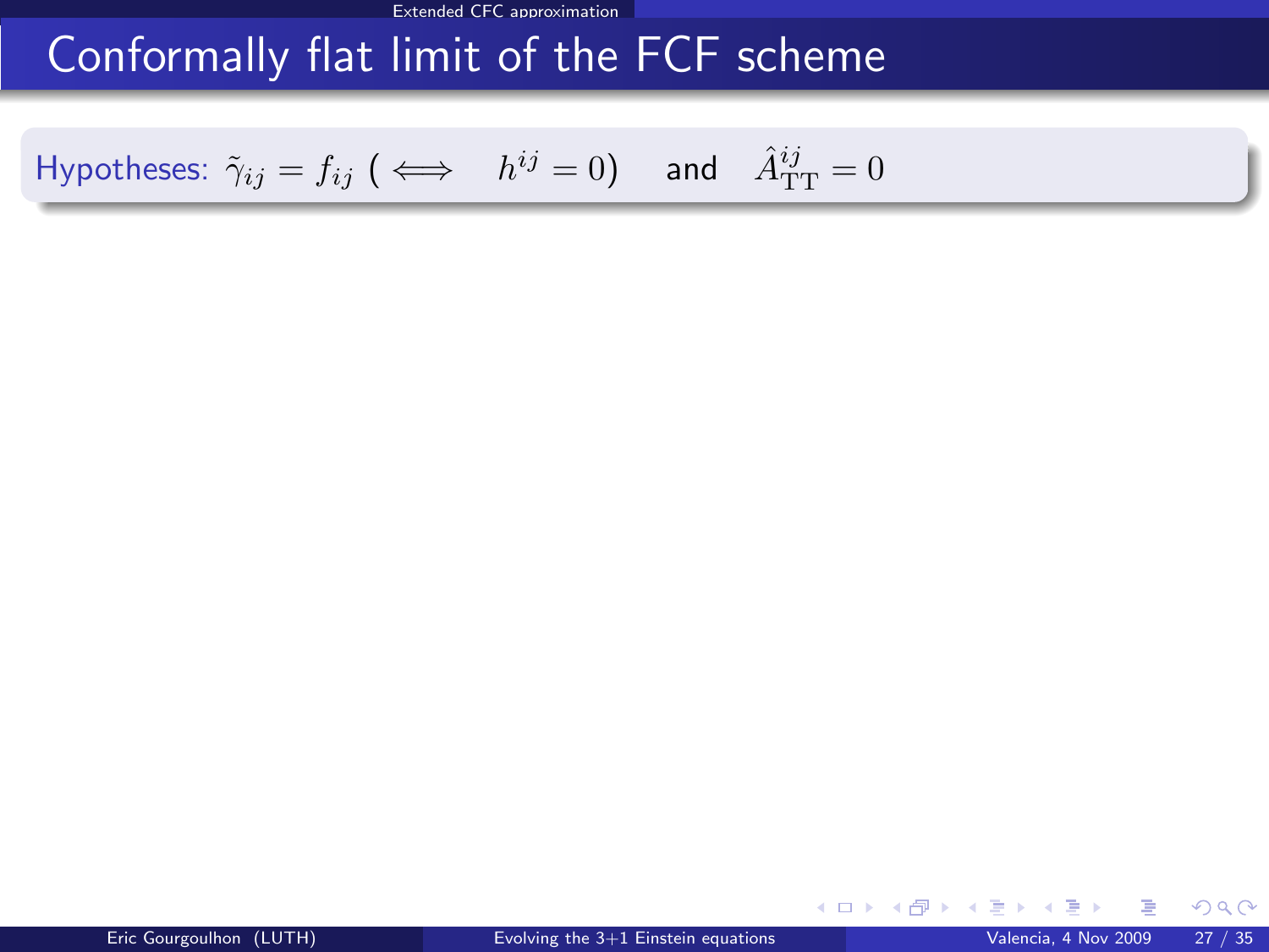# Conformally flat limit of the FCF scheme

Hypotheses: $\tilde{\gamma}_{ij} = f_{ij}$ ( $\iff \quad h^{ij} = 0$) and $\hat{A}^{ij}_{\rm TT} = 0$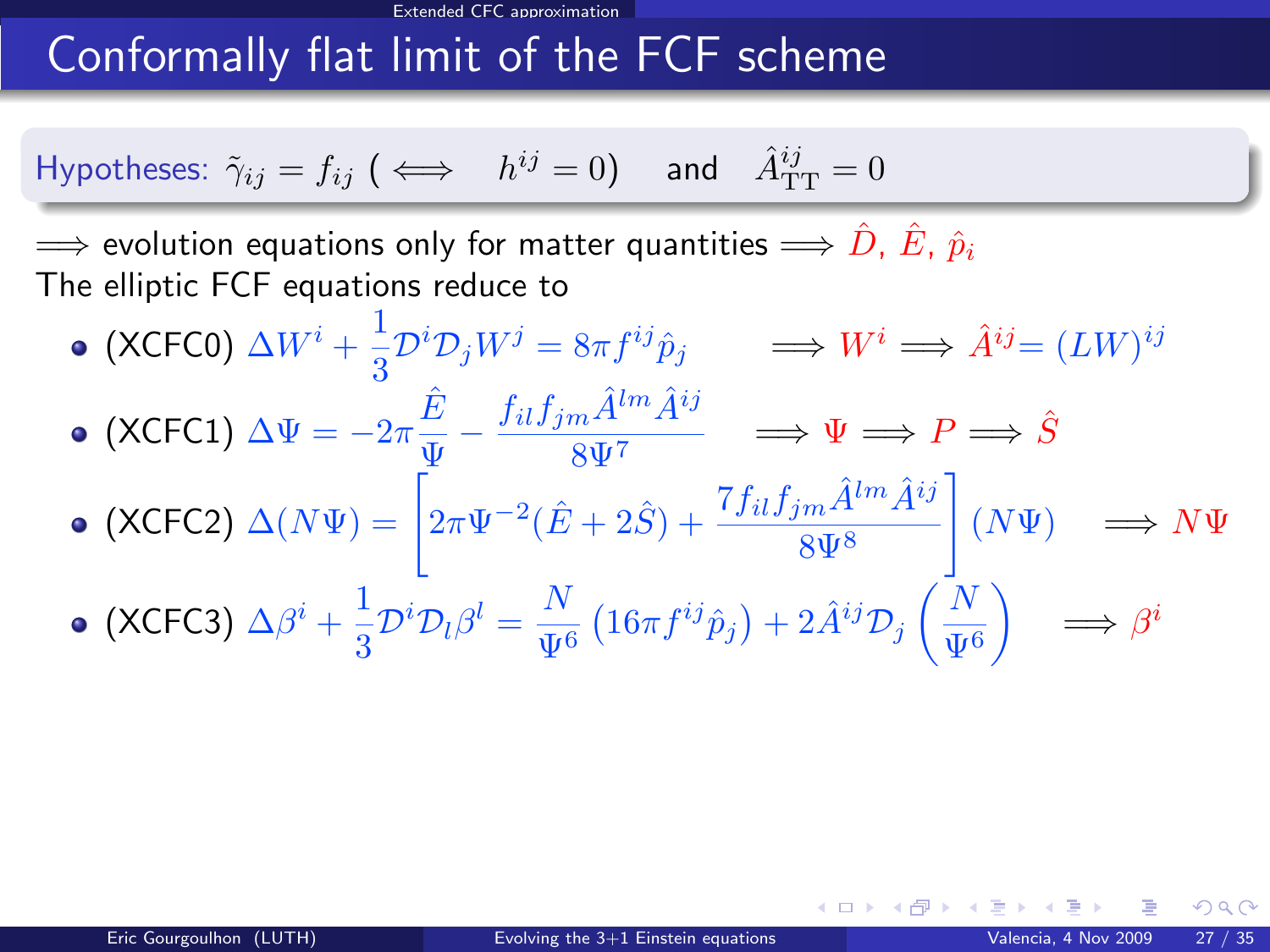# Conformally flat limit of the FCF scheme

**Hypotheses:** $\tilde{\gamma}_{ij} = f_{ij}$ ( $\iff$ $h^{ij} = 0$) and $\hat{A}^{ij}_{\rm TT} = 0$

$\Longrightarrow$ evolution equations only for matter quantities $\Longrightarrow$ $\hat{D}$, $\hat{E}$, $\hat{p}_i$

The elliptic FCF equations reduce to

- (XCFC0) $\Delta W^i + \dfrac{1}{3}\mathcal{D}^i \mathcal{D}_j W^j = 8\pi f^{ij}\hat{p}_j$ $\quad\Longrightarrow W^i \Longrightarrow \hat{A}^{ij} = (LW)^{ij}$
- (XCFC1) $\Delta \Psi = -2\pi \dfrac{\hat{E}}{\Psi} - \dfrac{f_{il} f_{jm} \hat{A}^{lm} \hat{A}^{ij}}{8\Psi^7}$ $\quad\Longrightarrow \Psi \Longrightarrow P \Longrightarrow \hat{S}$
- (XCFC2) $\Delta(N\Psi) = \left[ 2\pi \Psi^{-2}(\hat{E} + 2\hat{S}) + \dfrac{7 f_{il} f_{jm} \hat{A}^{lm} \hat{A}^{ij}}{8\Psi^8} \right] (N\Psi)$ $\quad\Longrightarrow N\Psi$
- (XCFC3) $\Delta \beta^i + \dfrac{1}{3}\mathcal{D}^i \mathcal{D}_l \beta^l = \dfrac{N}{\Psi^6}\left(16\pi f^{ij}\hat{p}_j\right) + 2\hat{A}^{ij}\mathcal{D}_j \left(\dfrac{N}{\Psi^6}\right)$ $\quad\Longrightarrow \beta^i$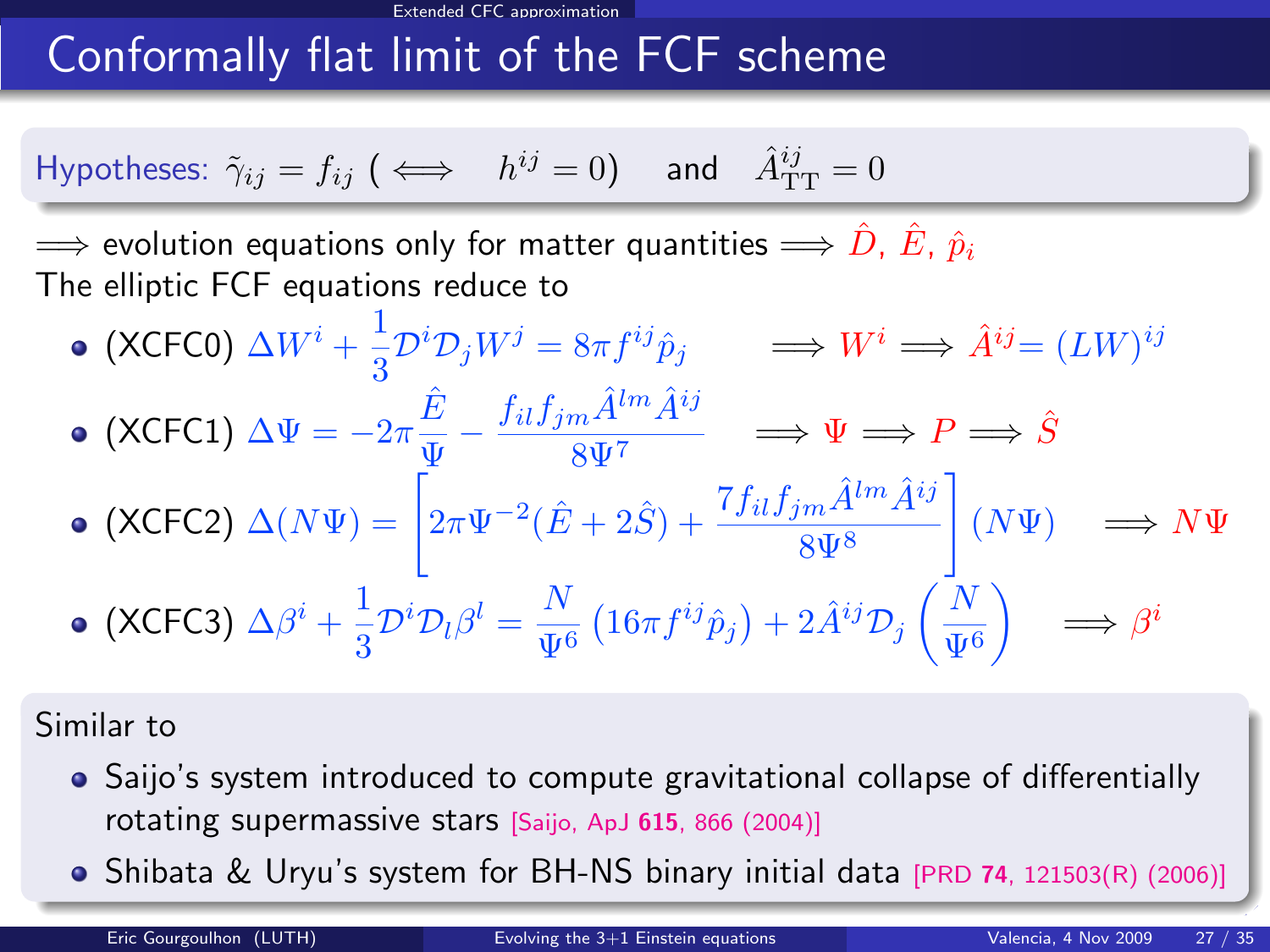# Conformally flat limit of the FCF scheme

**Hypotheses:** $\tilde{\gamma}_{ij} = f_{ij}$ ( $\iff \quad h^{ij} = 0$) and $\hat{A}^{ij}_{\mathrm{TT}} = 0$

$\Longrightarrow$ evolution equations only for matter quantities $\Longrightarrow \hat{D}, \hat{E}, \hat{p}_i$

The elliptic FCF equations reduce to

- (XCFC0) $\Delta W^i + \dfrac{1}{3}\mathcal{D}^i \mathcal{D}_j W^j = 8\pi f^{ij} \hat{p}_j \qquad \Longrightarrow W^i \Longrightarrow \hat{A}^{ij} = (LW)^{ij}$
- (XCFC1) $\Delta \Psi = -2\pi \dfrac{\hat{E}}{\Psi} - \dfrac{f_{il} f_{jm} \hat{A}^{lm} \hat{A}^{ij}}{8\Psi^7} \qquad \Longrightarrow \Psi \Longrightarrow P \Longrightarrow \hat{S}$
- (XCFC2) $\Delta(N\Psi) = \left[ 2\pi \Psi^{-2}(\hat{E} + 2\hat{S}) + \dfrac{7 f_{il} f_{jm} \hat{A}^{lm} \hat{A}^{ij}}{8\Psi^8} \right] (N\Psi) \qquad \Longrightarrow N\Psi$
- (XCFC3) $\Delta \beta^i + \dfrac{1}{3}\mathcal{D}^i \mathcal{D}_l \beta^l = \dfrac{N}{\Psi^6} \left( 16\pi f^{ij} \hat{p}_j \right) + 2\hat{A}^{ij} \mathcal{D}_j \left( \dfrac{N}{\Psi^6} \right) \qquad \Longrightarrow \beta^i$

Similar to

- Saijo's system introduced to compute gravitational collapse of differentially rotating supermassive stars [Saijo, ApJ **615**, 866 (2004)]
- Shibata & Uryu's system for BH-NS binary initial data [PRD **74**, 121503(R) (2006)]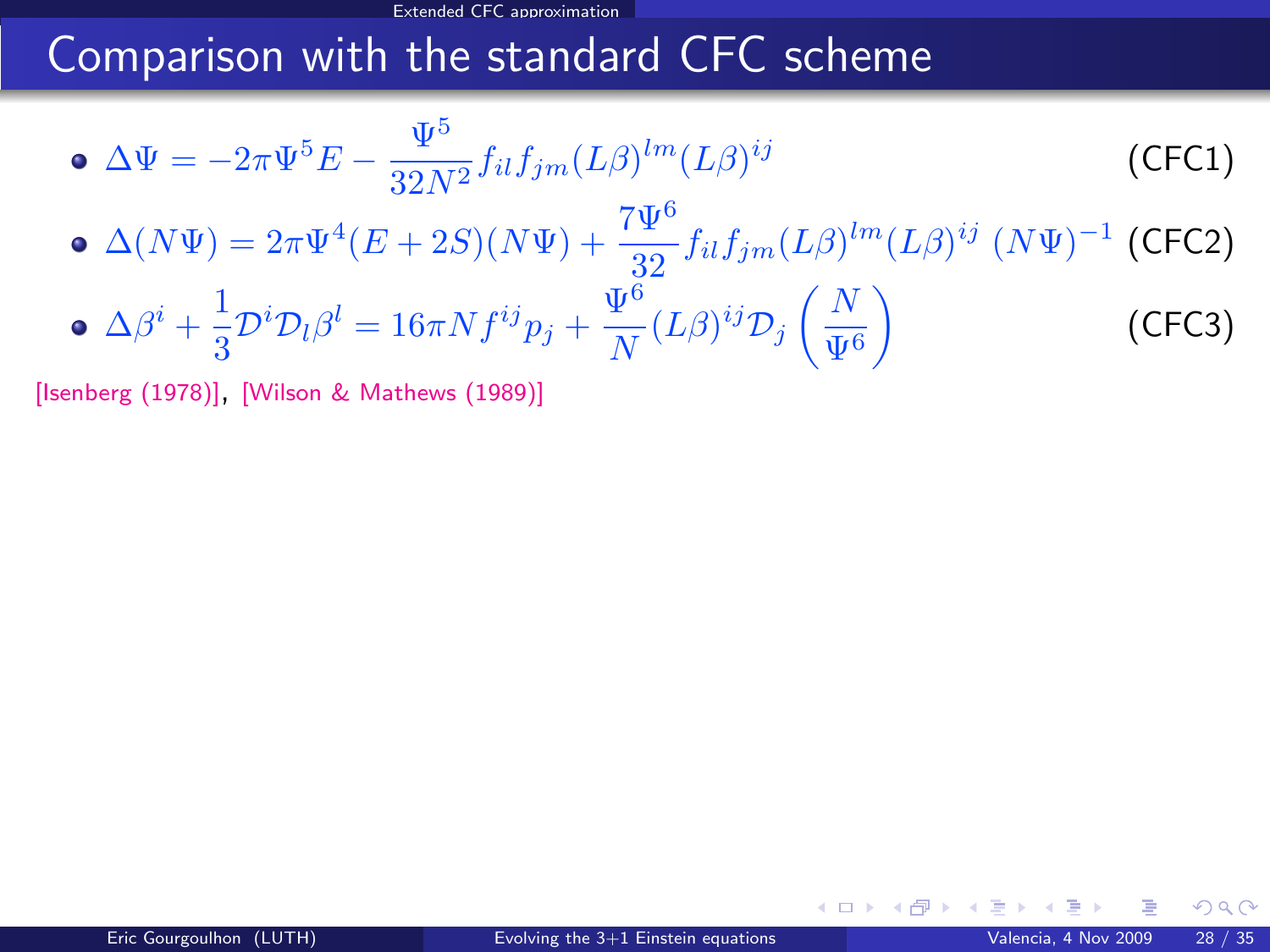## Comparison with the standard CFC scheme

- $$\Delta \Psi = -2\pi \Psi^5 E - \frac{\Psi^5}{32 N^2} f_{il} f_{jm} (L\beta)^{lm} (L\beta)^{ij} \qquad \text{(CFC1)}$$
- $$\Delta (N\Psi) = 2\pi \Psi^4 (E + 2S)(N\Psi) + \frac{7\Psi^6}{32} f_{il} f_{jm} (L\beta)^{lm} (L\beta)^{ij} \, (N\Psi)^{-1} \qquad \text{(CFC2)}$$
- $$\Delta \beta^i + \frac{1}{3} \mathcal{D}^i \mathcal{D}_l \beta^l = 16\pi N f^{ij} p_j + \frac{\Psi^6}{N} (L\beta)^{ij} \mathcal{D}_j \left( \frac{N}{\Psi^6} \right) \qquad \text{(CFC3)}$$

[Isenberg (1978)], [Wilson & Mathews (1989)]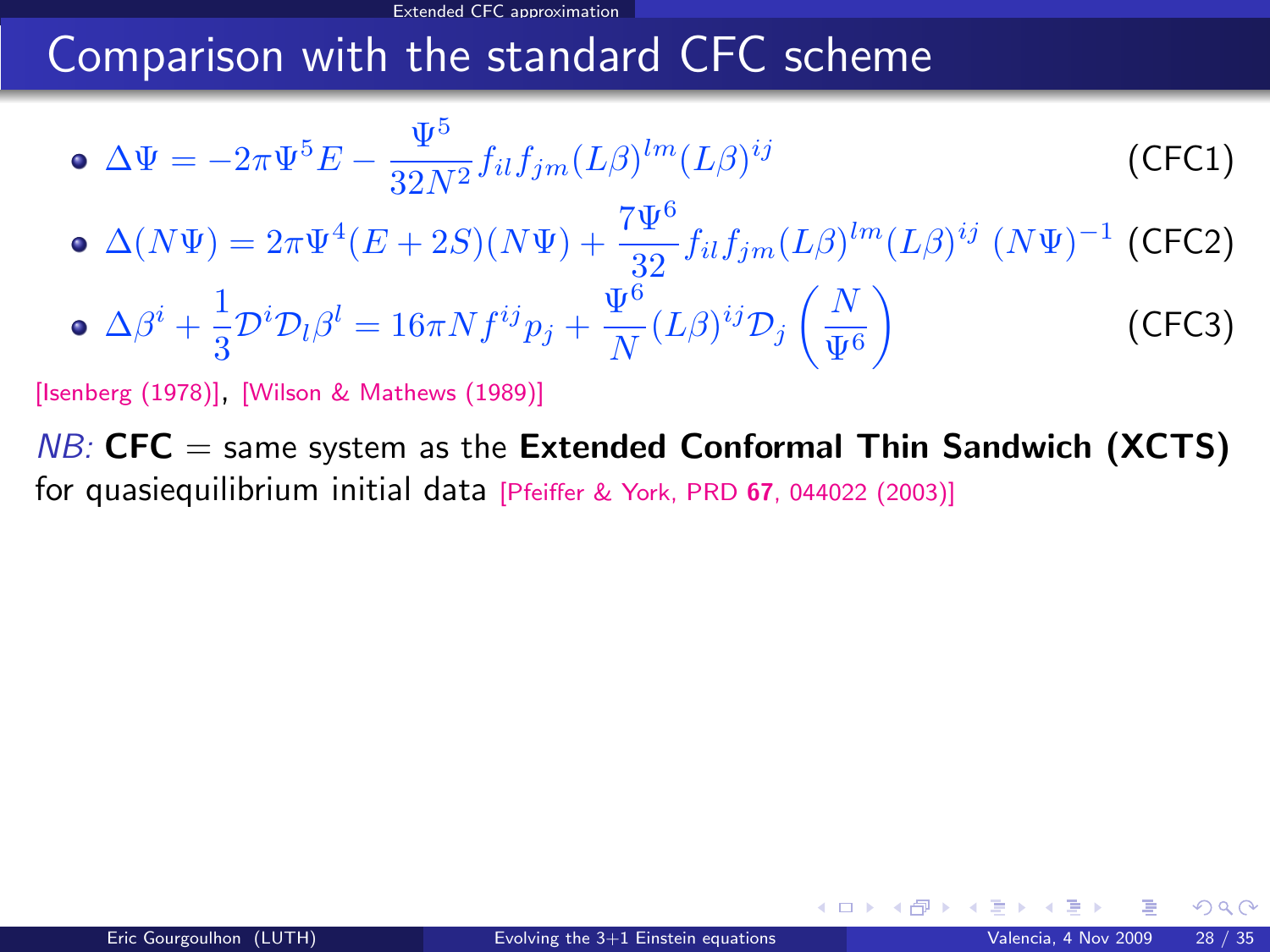# Comparison with the standard CFC scheme

- $\Delta\Psi = -2\pi\Psi^5 E - \dfrac{\Psi^5}{32N^2} f_{il} f_{jm} (L\beta)^{lm} (L\beta)^{ij}$ (CFC1)
- $\Delta(N\Psi) = 2\pi\Psi^4 (E + 2S)(N\Psi) + \dfrac{7\Psi^6}{32} f_{il} f_{jm} (L\beta)^{lm} (L\beta)^{ij} \, (N\Psi)^{-1}$ (CFC2)
- $\Delta\beta^i + \dfrac{1}{3}\mathcal{D}^i\mathcal{D}_l\beta^l = 16\pi N f^{ij} p_j + \dfrac{\Psi^6}{N} (L\beta)^{ij} \mathcal{D}_j \left(\dfrac{N}{\Psi^6}\right)$ (CFC3)

[Isenberg (1978)], [Wilson & Mathews (1989)]

*NB:* **CFC** = same system as the **Extended Conformal Thin Sandwich (XCTS)** for quasiequilibrium initial data [Pfeiffer & York, PRD **67**, 044022 (2003)]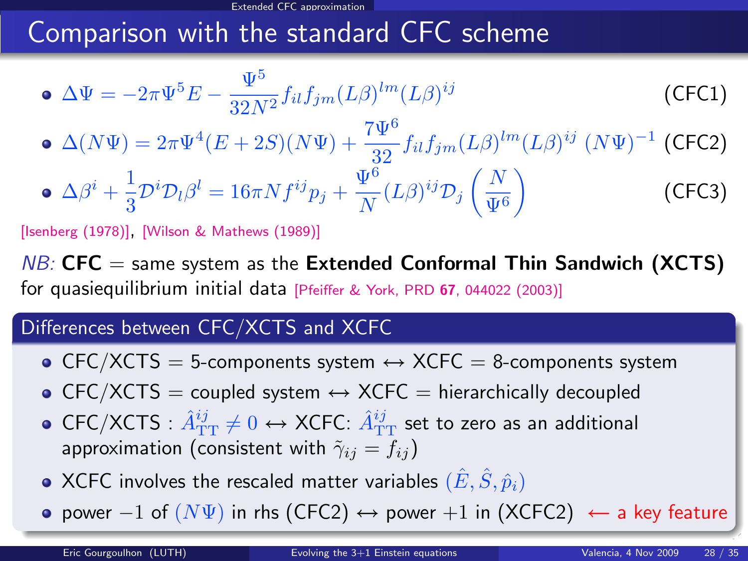# Comparison with the standard CFC scheme

- $\Delta\Psi = -2\pi\Psi^5 E - \dfrac{\Psi^5}{32N^2} f_{il} f_{jm} (L\beta)^{lm} (L\beta)^{ij}$ (CFC1)
- $\Delta(N\Psi) = 2\pi\Psi^4 (E + 2S)(N\Psi) + \dfrac{7\Psi^6}{32} f_{il} f_{jm} (L\beta)^{lm} (L\beta)^{ij} \, (N\Psi)^{-1}$ (CFC2)
- $\Delta\beta^i + \dfrac{1}{3}\mathcal{D}^i \mathcal{D}_l \beta^l = 16\pi N f^{ij} p_j + \dfrac{\Psi^6}{N} (L\beta)^{ij} \mathcal{D}_j \left(\dfrac{N}{\Psi^6}\right)$ (CFC3)

[Isenberg (1978)], [Wilson & Mathews (1989)]

*NB:* **CFC** = same system as the **Extended Conformal Thin Sandwich (XCTS)** for quasiequilibrium initial data [Pfeiffer & York, PRD **67**, 044022 (2003)]

## Differences between CFC/XCTS and XCFC

- CFC/XCTS = 5-components system ↔ XCFC = 8-components system
- CFC/XCTS = coupled system ↔ XCFC = hierarchically decoupled
- CFC/XCTS : $\hat{A}^{ij}_{\rm TT} \neq 0$ ↔ XCFC: $\hat{A}^{ij}_{\rm TT}$ set to zero as an additional approximation (consistent with $\tilde{\gamma}_{ij} = f_{ij}$)
- XCFC involves the rescaled matter variables $(\hat{E}, \hat{S}, \hat{p}_i)$
- power $-1$ of $(N\Psi)$ in rhs (CFC2) ↔ power $+1$ in (XCFC2) ⟵ a key feature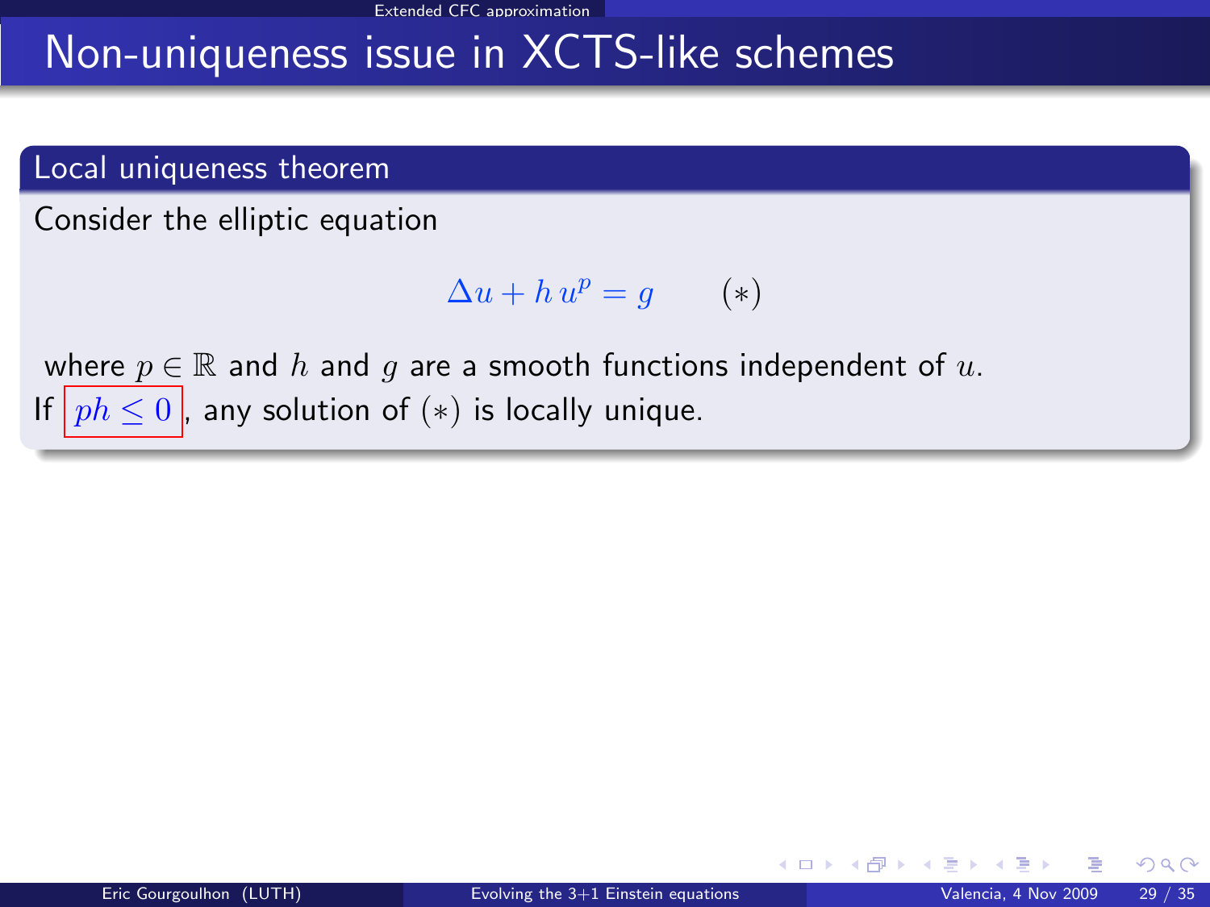# Non-uniqueness issue in XCTS-like schemes

### Local uniqueness theorem

Consider the elliptic equation

$$\Delta u + h\, u^p = g \qquad (*)$$

where $p \in \mathbb{R}$ and $h$ and $g$ are a smooth functions independent of $u$.
If $ph \leq 0$, any solution of $(*)$ is locally unique.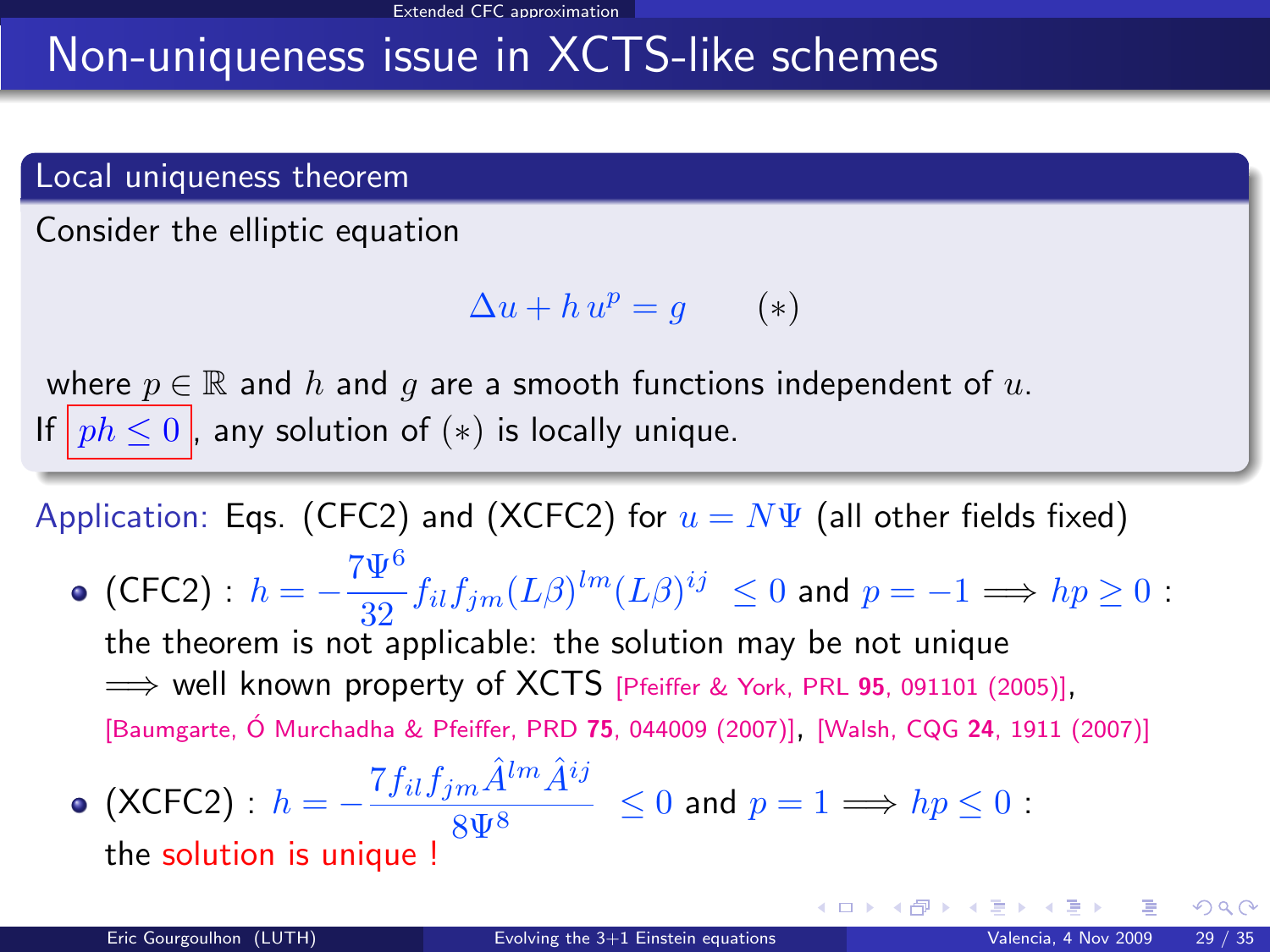# Non-uniqueness issue in XCTS-like schemes

## Local uniqueness theorem

Consider the elliptic equation

$$\Delta u + h\, u^p = g \qquad (*)$$

where $p \in \mathbb{R}$ and $h$ and $g$ are a smooth functions independent of $u$.
If $ph \leq 0$, any solution of $(*)$ is locally unique.

Application: Eqs. (CFC2) and (XCFC2) for $u = N\Psi$ (all other fields fixed)

- (CFC2) : $h = -\frac{7\Psi^6}{32} f_{il} f_{jm} (L\beta)^{lm} (L\beta)^{ij} \leq 0$ and $p = -1 \Longrightarrow hp \geq 0$ :
  the theorem is not applicable: the solution may be not unique
  $\Longrightarrow$ well known property of XCTS [Pfeiffer & York, PRL **95**, 091101 (2005)], [Baumgarte, Ó Murchadha & Pfeiffer, PRD **75**, 044009 (2007)], [Walsh, CQG **24**, 1911 (2007)]
- (XCFC2) : $h = -\frac{7 f_{il} f_{jm} \hat{A}^{lm} \hat{A}^{ij}}{8\Psi^8} \leq 0$ and $p = 1 \Longrightarrow hp \leq 0$ :
  the solution is unique !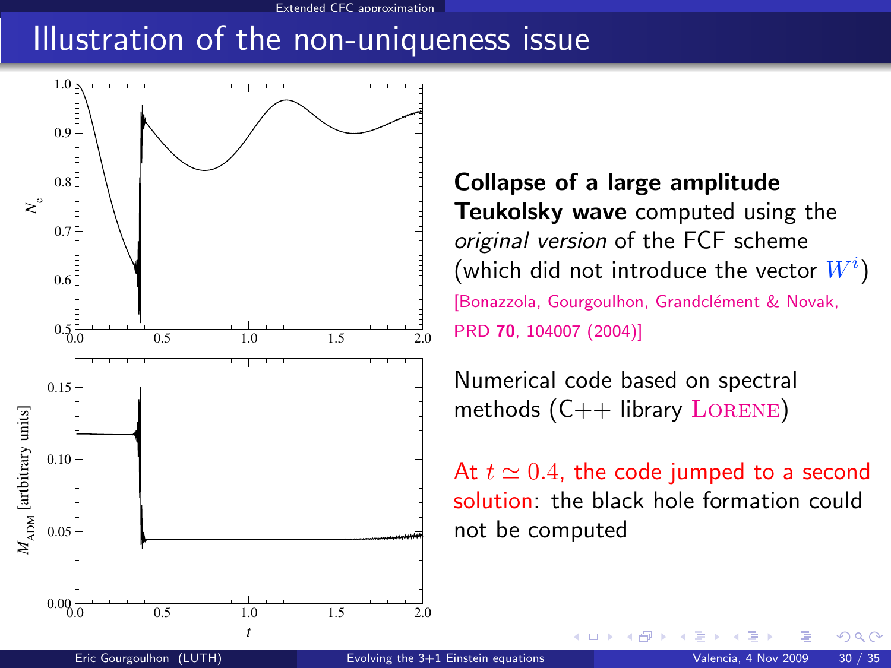# Illustration of the non-uniqueness issue

**Collapse of a large amplitude Teukolsky wave** computed using the *original version* of the FCF scheme (which did not introduce the vector $W^i$) [Bonazzola, Gourgoulhon, Grandclément & Novak, PRD **70**, 104007 (2004)]

Numerical code based on spectral methods (C++ library LORENE)

At $t \simeq 0.4$, the code jumped to a second solution: the black hole formation could not be computed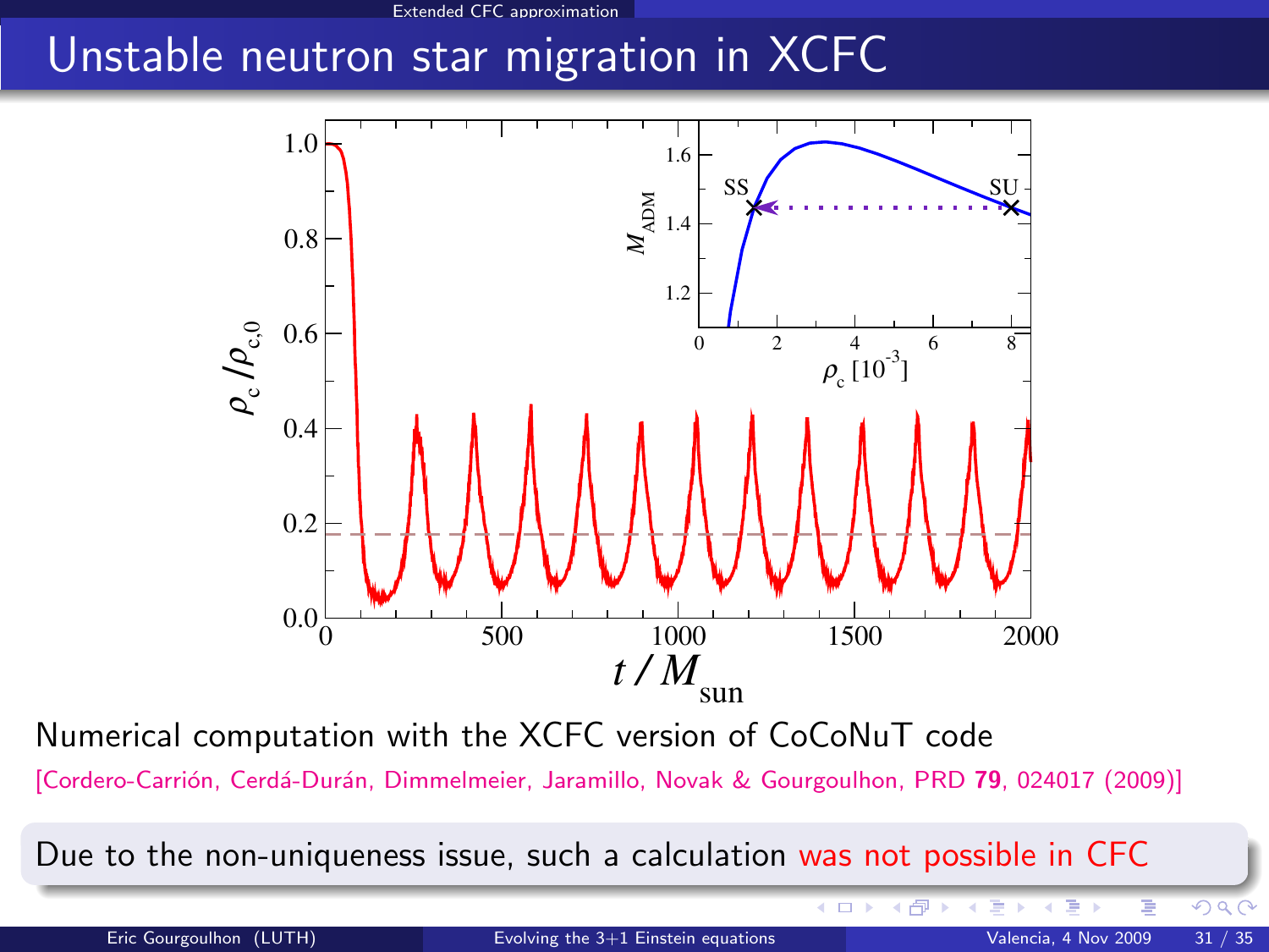# Unstable neutron star migration in XCFC

Numerical computation with the XCFC version of CoCoNuT code

[Cordero-Carrión, Cerdá-Durán, Dimmelmeier, Jaramillo, Novak & Gourgoulhon, PRD **79**, 024017 (2009)]

Due to the non-uniqueness issue, such a calculation was not possible in CFC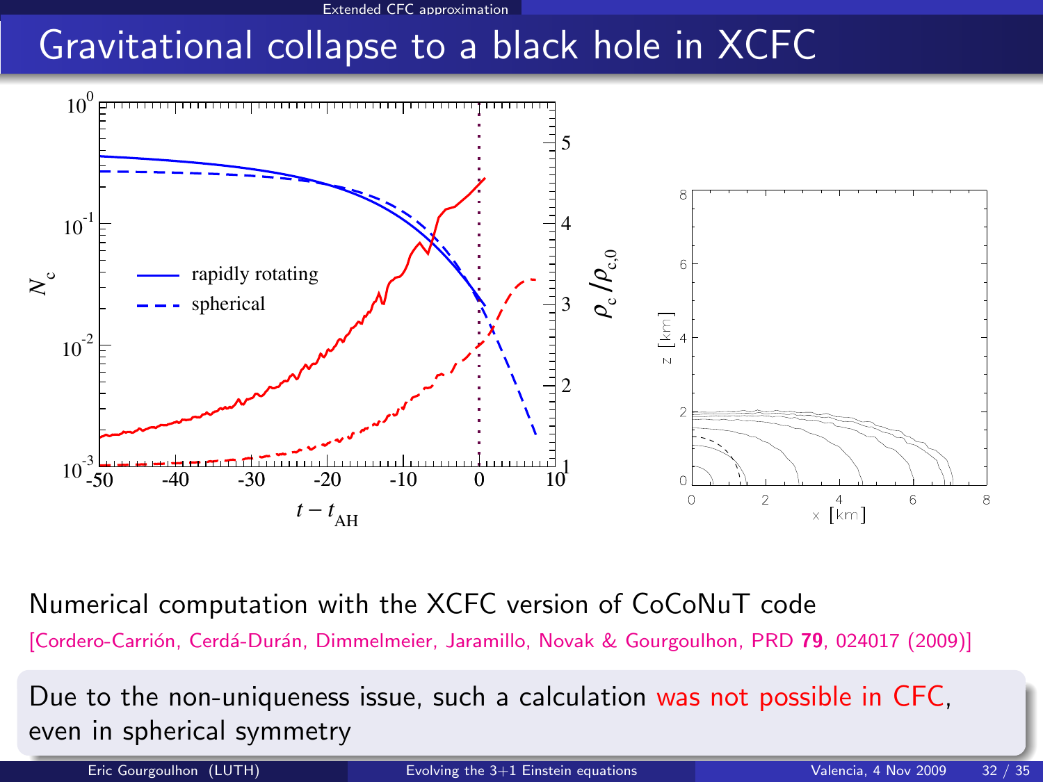# Gravitational collapse to a black hole in XCFC

Numerical computation with the XCFC version of CoCoNuT code

[Cordero-Carrión, Cerdá-Durán, Dimmelmeier, Jaramillo, Novak & Gourgoulhon, PRD **79**, 024017 (2009)]

Due to the non-uniqueness issue, such a calculation was not possible in CFC, even in spherical symmetry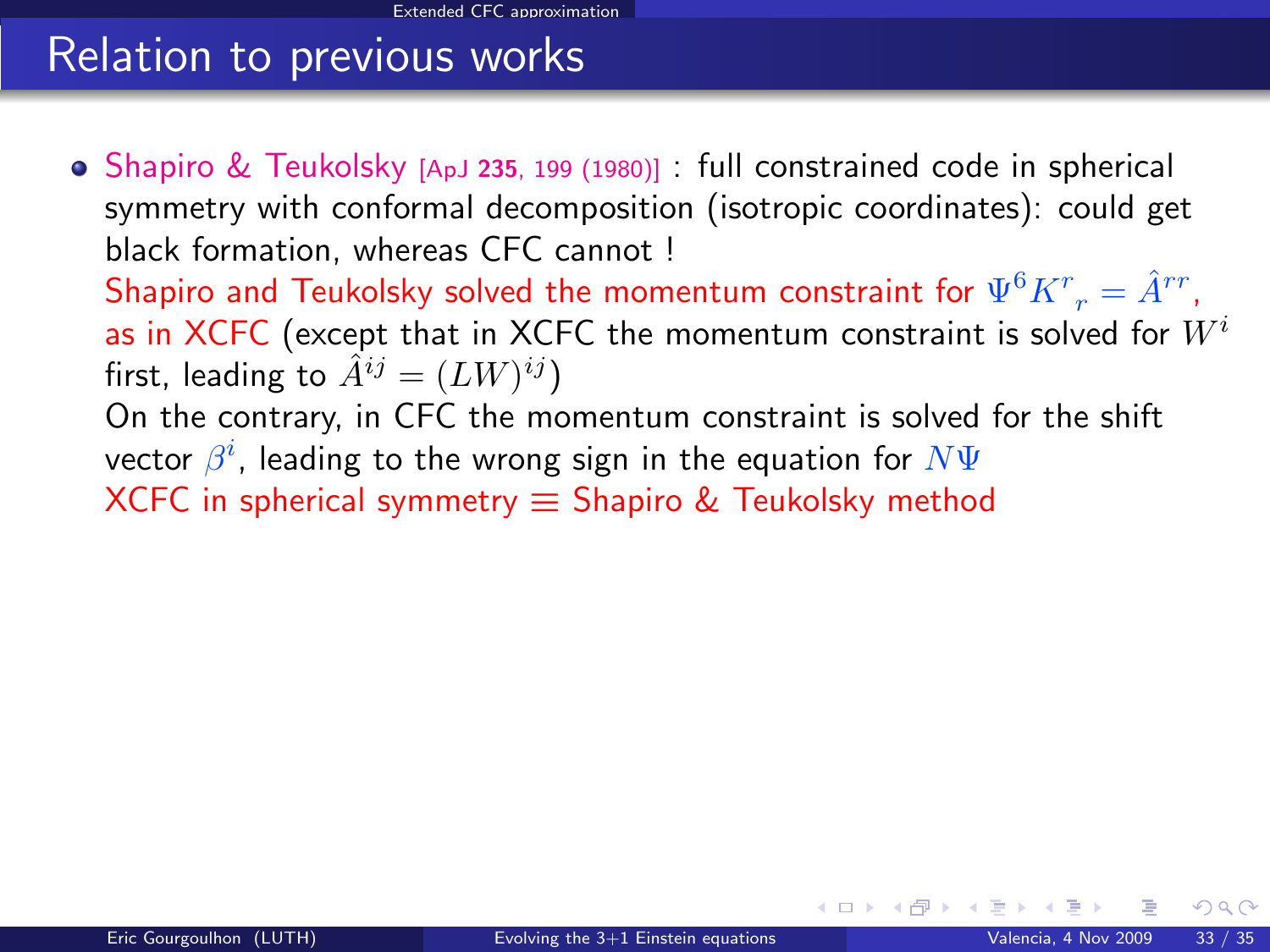## Relation to previous works

- Shapiro & Teukolsky [ApJ **235**, 199 (1980)] : full constrained code in spherical symmetry with conformal decomposition (isotropic coordinates): could get black formation, whereas CFC cannot !
  Shapiro and Teukolsky solved the momentum constraint for $\Psi^6 K^r{}_r = \hat{A}^{rr}$, as in XCFC (except that in XCFC the momentum constraint is solved for $W^i$ first, leading to $\hat{A}^{ij} = (LW)^{ij}$)
  On the contrary, in CFC the momentum constraint is solved for the shift vector $\beta^i$, leading to the wrong sign in the equation for $N\Psi$
  XCFC in spherical symmetry $\equiv$ Shapiro & Teukolsky method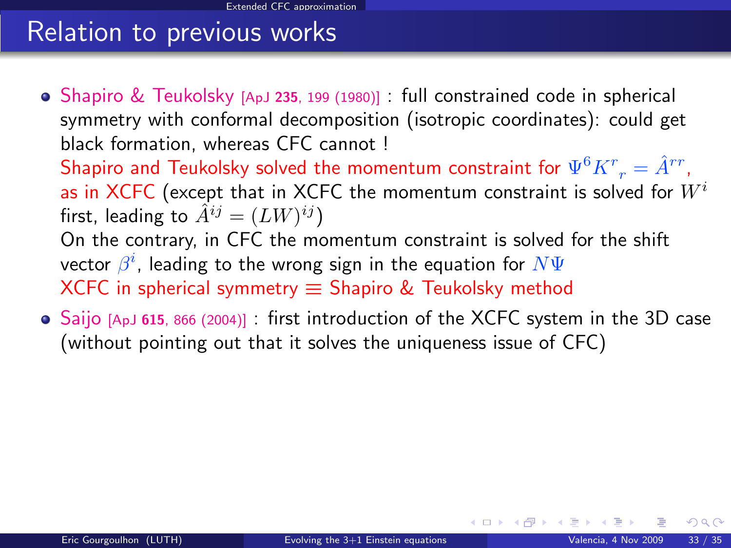# Relation to previous works

- Shapiro & Teukolsky [ApJ **235**, 199 (1980)] : full constrained code in spherical symmetry with conformal decomposition (isotropic coordinates): could get black formation, whereas CFC cannot !
  Shapiro and Teukolsky solved the momentum constraint for $\Psi^6 K^r{}_r = \hat{A}^{rr}$, as in XCFC (except that in XCFC the momentum constraint is solved for $W^i$ first, leading to $\hat{A}^{ij} = (LW)^{ij}$)
  On the contrary, in CFC the momentum constraint is solved for the shift vector $\beta^i$, leading to the wrong sign in the equation for $N\Psi$
  XCFC in spherical symmetry ≡ Shapiro & Teukolsky method
- Saijo [ApJ **615**, 866 (2004)] : first introduction of the XCFC system in the 3D case (without pointing out that it solves the uniqueness issue of CFC)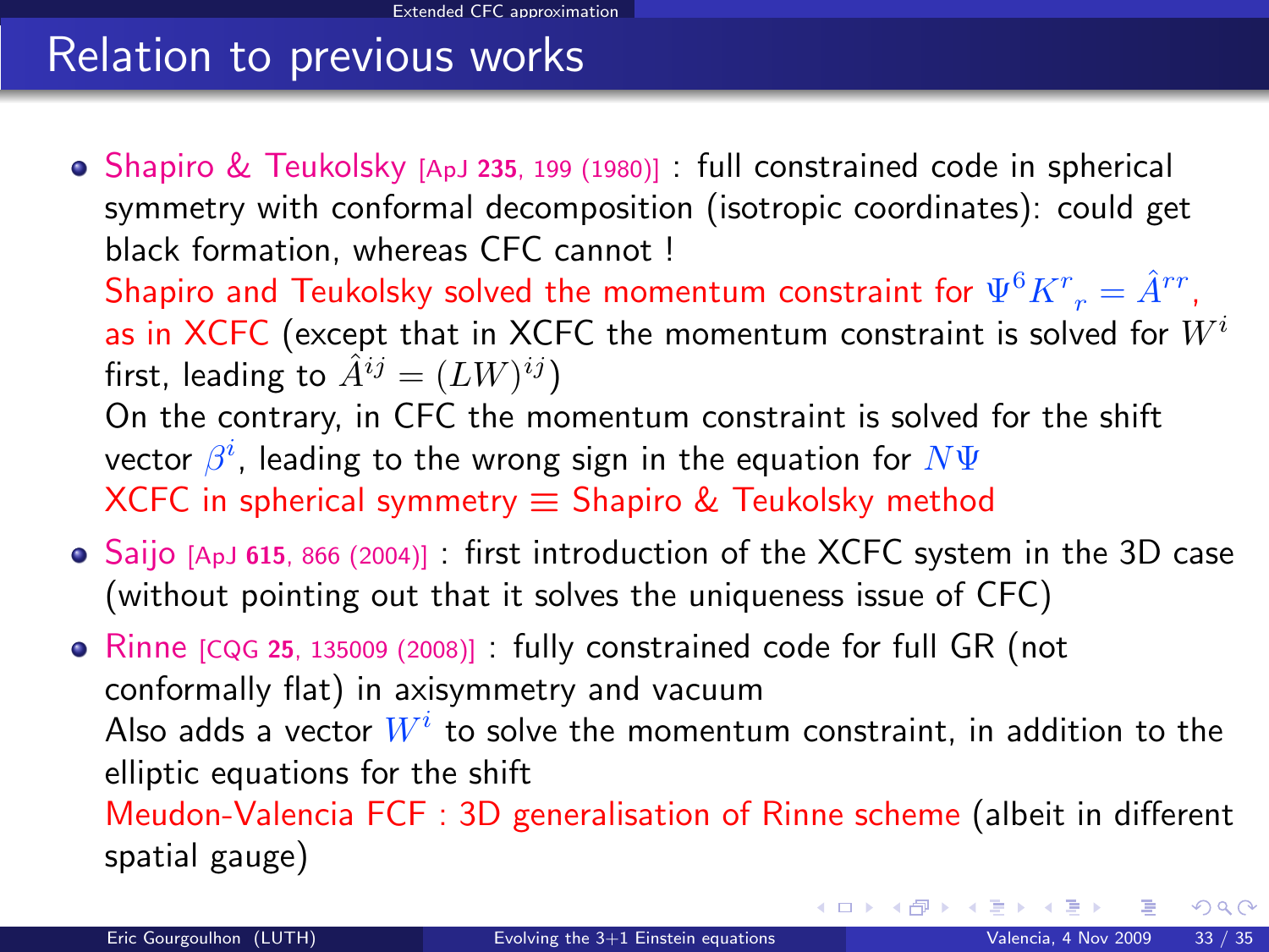## Relation to previous works

- Shapiro & Teukolsky [ApJ **235**, 199 (1980)] : full constrained code in spherical symmetry with conformal decomposition (isotropic coordinates): could get black formation, whereas CFC cannot !
  Shapiro and Teukolsky solved the momentum constraint for $\Psi^6 K^r{}_r = \hat{A}^{rr}$, as in XCFC (except that in XCFC the momentum constraint is solved for $W^i$ first, leading to $\hat{A}^{ij} = (LW)^{ij}$)
  On the contrary, in CFC the momentum constraint is solved for the shift vector $\beta^i$, leading to the wrong sign in the equation for $N\Psi$
  XCFC in spherical symmetry ≡ Shapiro & Teukolsky method
- Saijo [ApJ **615**, 866 (2004)] : first introduction of the XCFC system in the 3D case (without pointing out that it solves the uniqueness issue of CFC)
- Rinne [CQG **25**, 135009 (2008)] : fully constrained code for full GR (not conformally flat) in axisymmetry and vacuum
  Also adds a vector $W^i$ to solve the momentum constraint, in addition to the elliptic equations for the shift
  Meudon-Valencia FCF : 3D generalisation of Rinne scheme (albeit in different spatial gauge)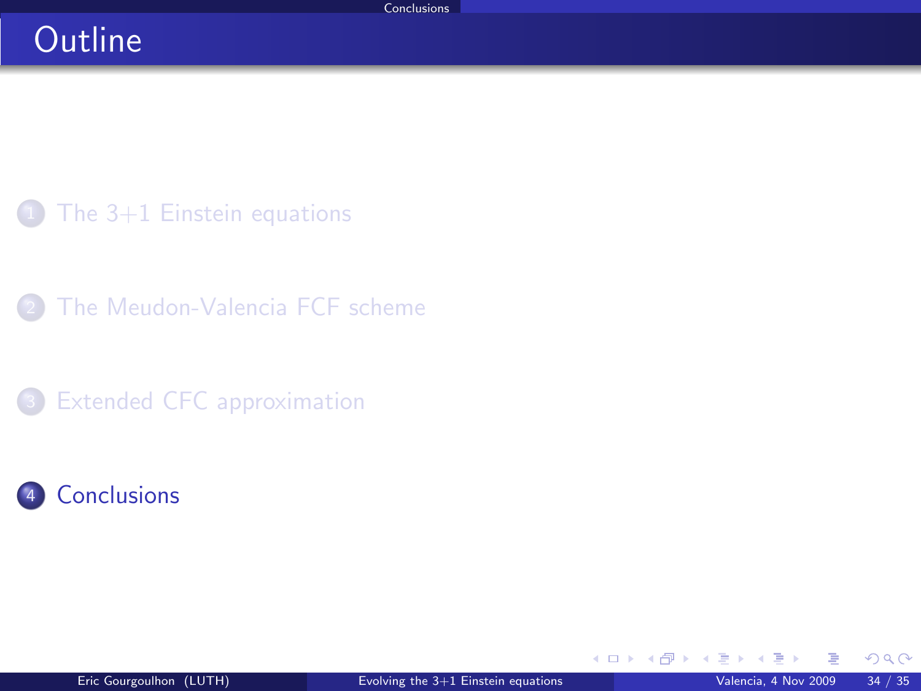# Outline

1. The 3+1 Einstein equations
2. The Meudon-Valencia FCF scheme
3. Extended CFC approximation
4. **Conclusions**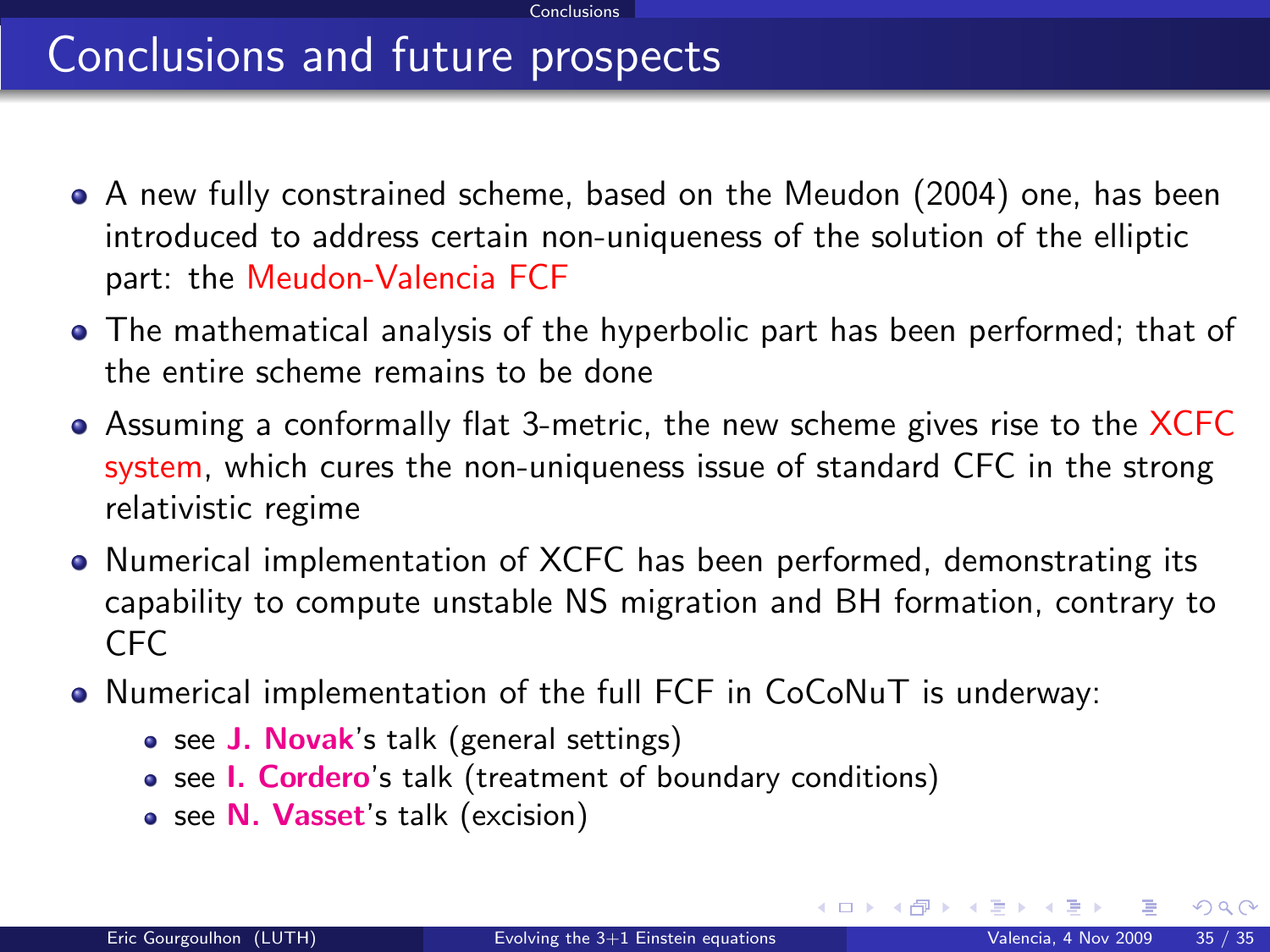# Conclusions and future prospects

- A new fully constrained scheme, based on the Meudon (2004) one, has been introduced to address certain non-uniqueness of the solution of the elliptic part: the Meudon-Valencia FCF
- The mathematical analysis of the hyperbolic part has been performed; that of the entire scheme remains to be done
- Assuming a conformally flat 3-metric, the new scheme gives rise to the XCFC system, which cures the non-uniqueness issue of standard CFC in the strong relativistic regime
- Numerical implementation of XCFC has been performed, demonstrating its capability to compute unstable NS migration and BH formation, contrary to CFC
- Numerical implementation of the full FCF in CoCoNuT is underway:
  - see **J. Novak**'s talk (general settings)
  - see **I. Cordero**'s talk (treatment of boundary conditions)
  - see **N. Vasset**'s talk (excision)